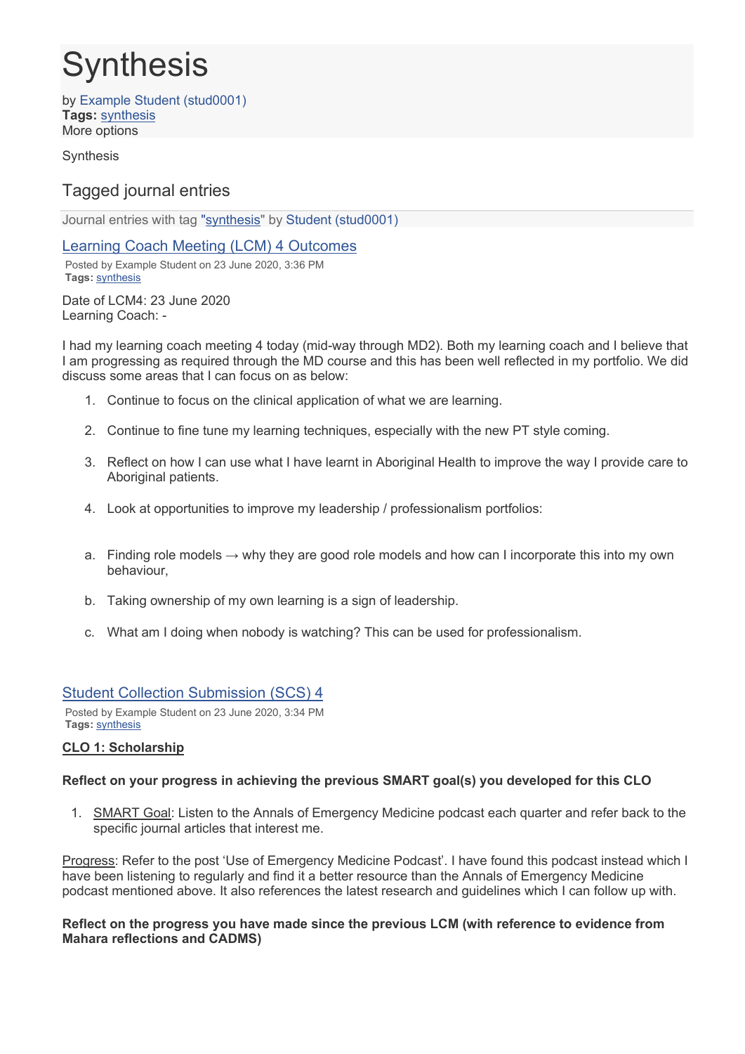# Synthesis

by Example Student (stud0001)
**Tags:** synthesis
More options

Synthesis

## Tagged journal entries

Journal entries with tag "synthesis" by Student (stud0001)

### Learning Coach Meeting (LCM) 4 Outcomes

Posted by Example Student on 23 June 2020, 3:36 PM
**Tags:** synthesis

Date of LCM4: 23 June 2020
Learning Coach: -

I had my learning coach meeting 4 today (mid-way through MD2). Both my learning coach and I believe that I am progressing as required through the MD course and this has been well reflected in my portfolio. We did discuss some areas that I can focus on as below:

1. Continue to focus on the clinical application of what we are learning.
2. Continue to fine tune my learning techniques, especially with the new PT style coming.
3. Reflect on how I can use what I have learnt in Aboriginal Health to improve the way I provide care to Aboriginal patients.
4. Look at opportunities to improve my leadership / professionalism portfolios:

a. Finding role models → why they are good role models and how can I incorporate this into my own behaviour,

b. Taking ownership of my own learning is a sign of leadership.

c. What am I doing when nobody is watching? This can be used for professionalism.

### Student Collection Submission (SCS) 4

Posted by Example Student on 23 June 2020, 3:34 PM
**Tags:** synthesis

**CLO 1: Scholarship**

**Reflect on your progress in achieving the previous SMART goal(s) you developed for this CLO**

1. SMART Goal: Listen to the Annals of Emergency Medicine podcast each quarter and refer back to the specific journal articles that interest me.

Progress: Refer to the post 'Use of Emergency Medicine Podcast'. I have found this podcast instead which I have been listening to regularly and find it a better resource than the Annals of Emergency Medicine podcast mentioned above. It also references the latest research and guidelines which I can follow up with.

**Reflect on the progress you have made since the previous LCM (with reference to evidence from Mahara reflections and CADMS)**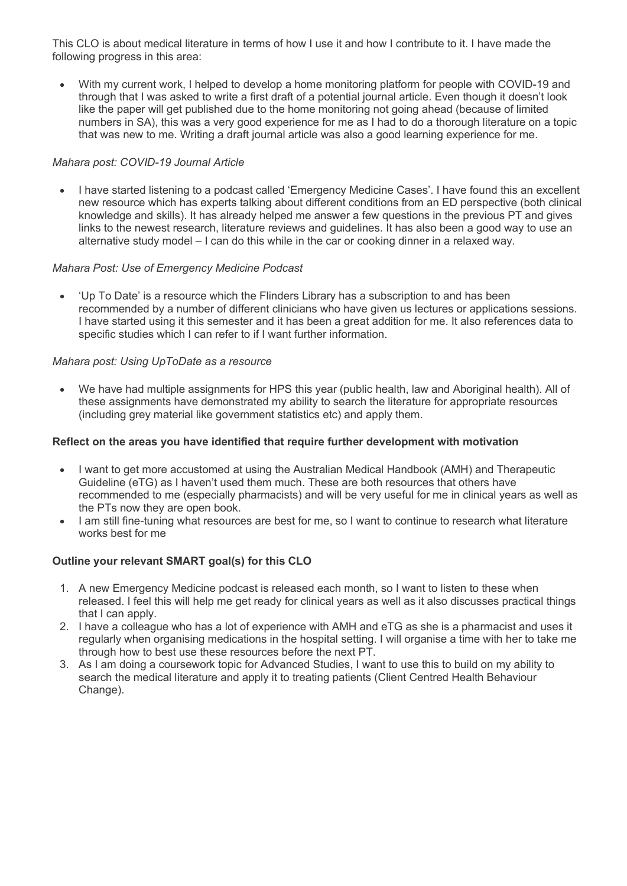This CLO is about medical literature in terms of how I use it and how I contribute to it. I have made the following progress in this area:

- With my current work, I helped to develop a home monitoring platform for people with COVID-19 and through that I was asked to write a first draft of a potential journal article. Even though it doesn't look like the paper will get published due to the home monitoring not going ahead (because of limited numbers in SA), this was a very good experience for me as I had to do a thorough literature on a topic that was new to me. Writing a draft journal article was also a good learning experience for me.

*Mahara post: COVID-19 Journal Article*

- I have started listening to a podcast called 'Emergency Medicine Cases'. I have found this an excellent new resource which has experts talking about different conditions from an ED perspective (both clinical knowledge and skills). It has already helped me answer a few questions in the previous PT and gives links to the newest research, literature reviews and guidelines. It has also been a good way to use an alternative study model – I can do this while in the car or cooking dinner in a relaxed way.

*Mahara Post: Use of Emergency Medicine Podcast*

- 'Up To Date' is a resource which the Flinders Library has a subscription to and has been recommended by a number of different clinicians who have given us lectures or applications sessions. I have started using it this semester and it has been a great addition for me. It also references data to specific studies which I can refer to if I want further information.

*Mahara post: Using UpToDate as a resource*

- We have had multiple assignments for HPS this year (public health, law and Aboriginal health). All of these assignments have demonstrated my ability to search the literature for appropriate resources (including grey material like government statistics etc) and apply them.

**Reflect on the areas you have identified that require further development with motivation**

- I want to get more accustomed at using the Australian Medical Handbook (AMH) and Therapeutic Guideline (eTG) as I haven't used them much. These are both resources that others have recommended to me (especially pharmacists) and will be very useful for me in clinical years as well as the PTs now they are open book.
- I am still fine-tuning what resources are best for me, so I want to continue to research what literature works best for me

**Outline your relevant SMART goal(s) for this CLO**

1. A new Emergency Medicine podcast is released each month, so I want to listen to these when released. I feel this will help me get ready for clinical years as well as it also discusses practical things that I can apply.
2. I have a colleague who has a lot of experience with AMH and eTG as she is a pharmacist and uses it regularly when organising medications in the hospital setting. I will organise a time with her to take me through how to best use these resources before the next PT.
3. As I am doing a coursework topic for Advanced Studies, I want to use this to build on my ability to search the medical literature and apply it to treating patients (Client Centred Health Behaviour Change).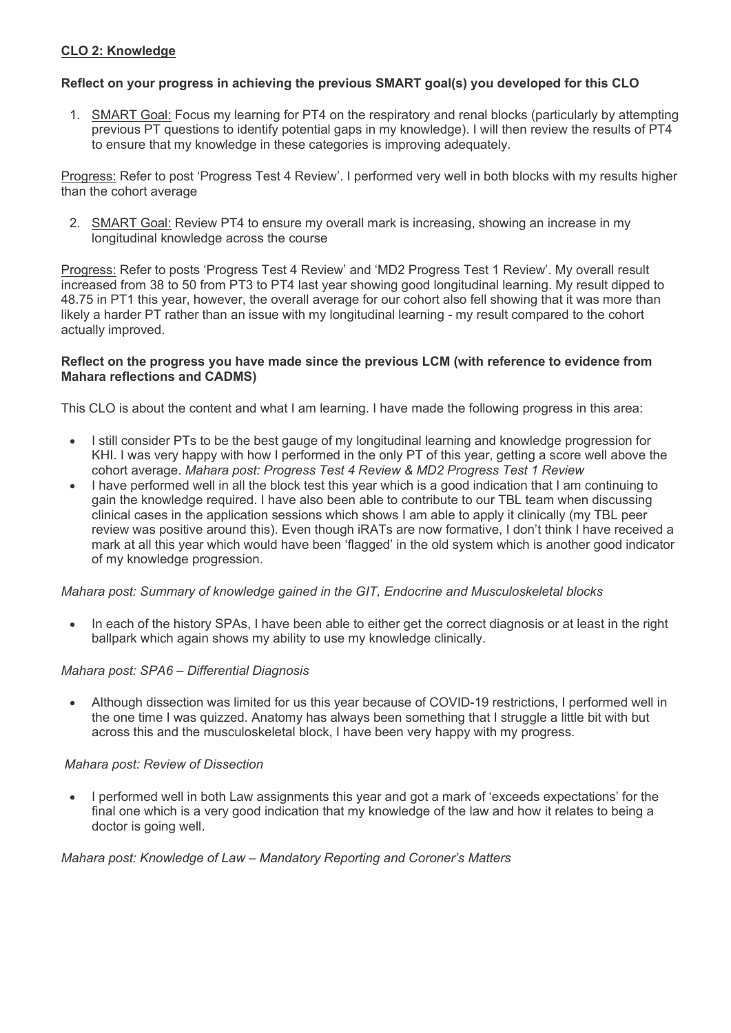**<u>CLO 2: Knowledge</u>**

**Reflect on your progress in achieving the previous SMART goal(s) you developed for this CLO**

1. <u>SMART Goal:</u> Focus my learning for PT4 on the respiratory and renal blocks (particularly by attempting previous PT questions to identify potential gaps in my knowledge). I will then review the results of PT4 to ensure that my knowledge in these categories is improving adequately.

<u>Progress:</u> Refer to post 'Progress Test 4 Review'. I performed very well in both blocks with my results higher than the cohort average

2. <u>SMART Goal:</u> Review PT4 to ensure my overall mark is increasing, showing an increase in my longitudinal knowledge across the course

<u>Progress:</u> Refer to posts 'Progress Test 4 Review' and 'MD2 Progress Test 1 Review'. My overall result increased from 38 to 50 from PT3 to PT4 last year showing good longitudinal learning. My result dipped to 48.75 in PT1 this year, however, the overall average for our cohort also fell showing that it was more than likely a harder PT rather than an issue with my longitudinal learning - my result compared to the cohort actually improved.

**Reflect on the progress you have made since the previous LCM (with reference to evidence from Mahara reflections and CADMS)**

This CLO is about the content and what I am learning. I have made the following progress in this area:

- I still consider PTs to be the best gauge of my longitudinal learning and knowledge progression for KHI. I was very happy with how I performed in the only PT of this year, getting a score well above the cohort average. *Mahara post: Progress Test 4 Review & MD2 Progress Test 1 Review*
- I have performed well in all the block test this year which is a good indication that I am continuing to gain the knowledge required. I have also been able to contribute to our TBL team when discussing clinical cases in the application sessions which shows I am able to apply it clinically (my TBL peer review was positive around this). Even though iRATs are now formative, I don't think I have received a mark at all this year which would have been 'flagged' in the old system which is another good indicator of my knowledge progression.

*Mahara post: Summary of knowledge gained in the GIT, Endocrine and Musculoskeletal blocks*

- In each of the history SPAs, I have been able to either get the correct diagnosis or at least in the right ballpark which again shows my ability to use my knowledge clinically.

*Mahara post: SPA6 – Differential Diagnosis*

- Although dissection was limited for us this year because of COVID-19 restrictions, I performed well in the one time I was quizzed. Anatomy has always been something that I struggle a little bit with but across this and the musculoskeletal block, I have been very happy with my progress.

*Mahara post: Review of Dissection*

- I performed well in both Law assignments this year and got a mark of 'exceeds expectations' for the final one which is a very good indication that my knowledge of the law and how it relates to being a doctor is going well.

*Mahara post: Knowledge of Law – Mandatory Reporting and Coroner's Matters*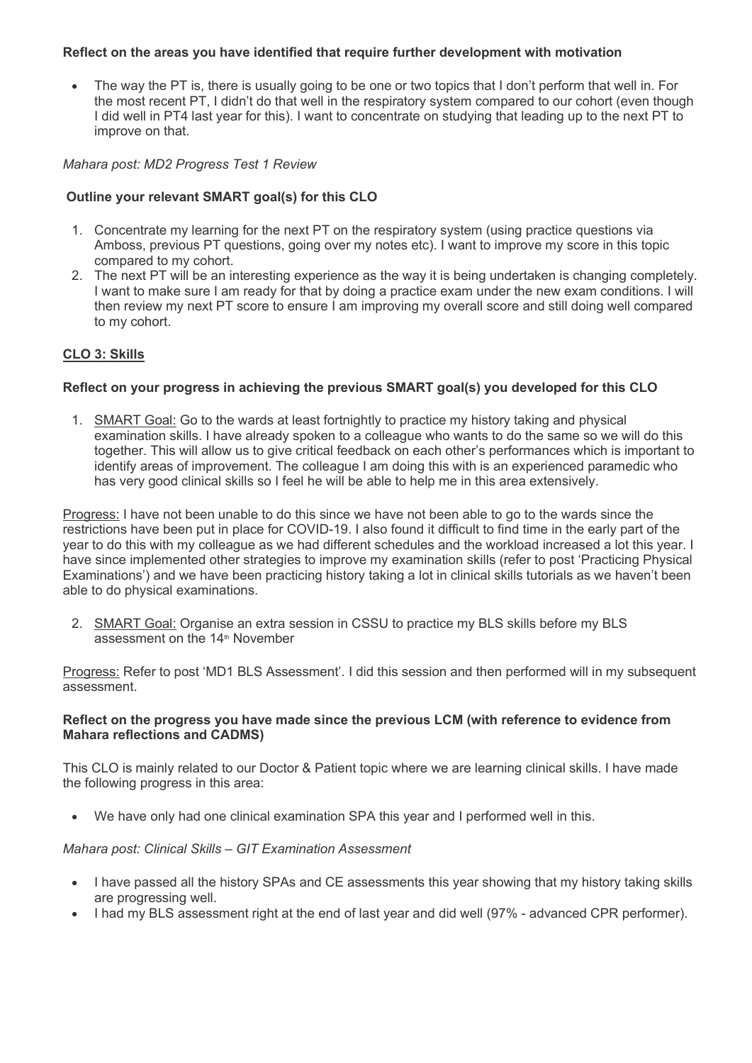**Reflect on the areas you have identified that require further development with motivation**

- The way the PT is, there is usually going to be one or two topics that I don't perform that well in. For the most recent PT, I didn't do that well in the respiratory system compared to our cohort (even though I did well in PT4 last year for this). I want to concentrate on studying that leading up to the next PT to improve on that.

*Mahara post: MD2 Progress Test 1 Review*

**Outline your relevant SMART goal(s) for this CLO**

1. Concentrate my learning for the next PT on the respiratory system (using practice questions via Amboss, previous PT questions, going over my notes etc). I want to improve my score in this topic compared to my cohort.
2. The next PT will be an interesting experience as the way it is being undertaken is changing completely. I want to make sure I am ready for that by doing a practice exam under the new exam conditions. I will then review my next PT score to ensure I am improving my overall score and still doing well compared to my cohort.

**CLO 3: Skills**

**Reflect on your progress in achieving the previous SMART goal(s) you developed for this CLO**

1. SMART Goal: Go to the wards at least fortnightly to practice my history taking and physical examination skills. I have already spoken to a colleague who wants to do the same so we will do this together. This will allow us to give critical feedback on each other's performances which is important to identify areas of improvement. The colleague I am doing this with is an experienced paramedic who has very good clinical skills so I feel he will be able to help me in this area extensively.

Progress: I have not been unable to do this since we have not been able to go to the wards since the restrictions have been put in place for COVID-19. I also found it difficult to find time in the early part of the year to do this with my colleague as we had different schedules and the workload increased a lot this year. I have since implemented other strategies to improve my examination skills (refer to post 'Practicing Physical Examinations') and we have been practicing history taking a lot in clinical skills tutorials as we haven't been able to do physical examinations.

2. SMART Goal: Organise an extra session in CSSU to practice my BLS skills before my BLS assessment on the 14th November

Progress: Refer to post 'MD1 BLS Assessment'. I did this session and then performed will in my subsequent assessment.

**Reflect on the progress you have made since the previous LCM (with reference to evidence from Mahara reflections and CADMS)**

This CLO is mainly related to our Doctor & Patient topic where we are learning clinical skills. I have made the following progress in this area:

- We have only had one clinical examination SPA this year and I performed well in this.

*Mahara post: Clinical Skills – GIT Examination Assessment*

- I have passed all the history SPAs and CE assessments this year showing that my history taking skills are progressing well.
- I had my BLS assessment right at the end of last year and did well (97% - advanced CPR performer).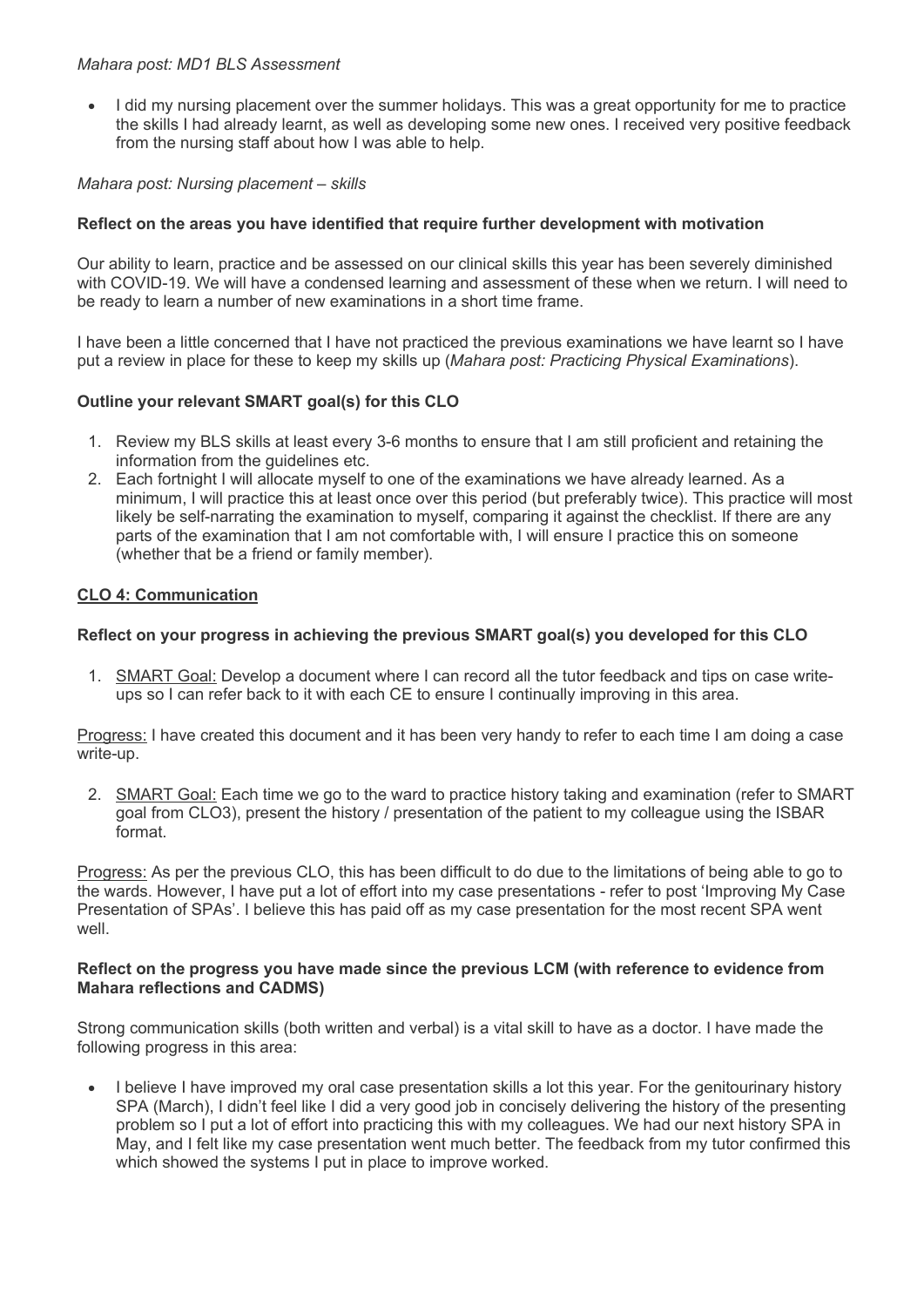*Mahara post: MD1 BLS Assessment*

- I did my nursing placement over the summer holidays. This was a great opportunity for me to practice the skills I had already learnt, as well as developing some new ones. I received very positive feedback from the nursing staff about how I was able to help.

*Mahara post: Nursing placement – skills*

**Reflect on the areas you have identified that require further development with motivation**

Our ability to learn, practice and be assessed on our clinical skills this year has been severely diminished with COVID-19. We will have a condensed learning and assessment of these when we return. I will need to be ready to learn a number of new examinations in a short time frame.

I have been a little concerned that I have not practiced the previous examinations we have learnt so I have put a review in place for these to keep my skills up (*Mahara post: Practicing Physical Examinations*).

**Outline your relevant SMART goal(s) for this CLO**

1. Review my BLS skills at least every 3-6 months to ensure that I am still proficient and retaining the information from the guidelines etc.
2. Each fortnight I will allocate myself to one of the examinations we have already learned. As a minimum, I will practice this at least once over this period (but preferably twice). This practice will most likely be self-narrating the examination to myself, comparing it against the checklist. If there are any parts of the examination that I am not comfortable with, I will ensure I practice this on someone (whether that be a friend or family member).

## CLO 4: Communication

**Reflect on your progress in achieving the previous SMART goal(s) you developed for this CLO**

1. SMART Goal: Develop a document where I can record all the tutor feedback and tips on case write-ups so I can refer back to it with each CE to ensure I continually improving in this area.

Progress: I have created this document and it has been very handy to refer to each time I am doing a case write-up.

2. SMART Goal: Each time we go to the ward to practice history taking and examination (refer to SMART goal from CLO3), present the history / presentation of the patient to my colleague using the ISBAR format.

Progress: As per the previous CLO, this has been difficult to do due to the limitations of being able to go to the wards. However, I have put a lot of effort into my case presentations - refer to post 'Improving My Case Presentation of SPAs'. I believe this has paid off as my case presentation for the most recent SPA went well.

**Reflect on the progress you have made since the previous LCM (with reference to evidence from Mahara reflections and CADMS)**

Strong communication skills (both written and verbal) is a vital skill to have as a doctor. I have made the following progress in this area:

- I believe I have improved my oral case presentation skills a lot this year. For the genitourinary history SPA (March), I didn't feel like I did a very good job in concisely delivering the history of the presenting problem so I put a lot of effort into practicing this with my colleagues. We had our next history SPA in May, and I felt like my case presentation went much better. The feedback from my tutor confirmed this which showed the systems I put in place to improve worked.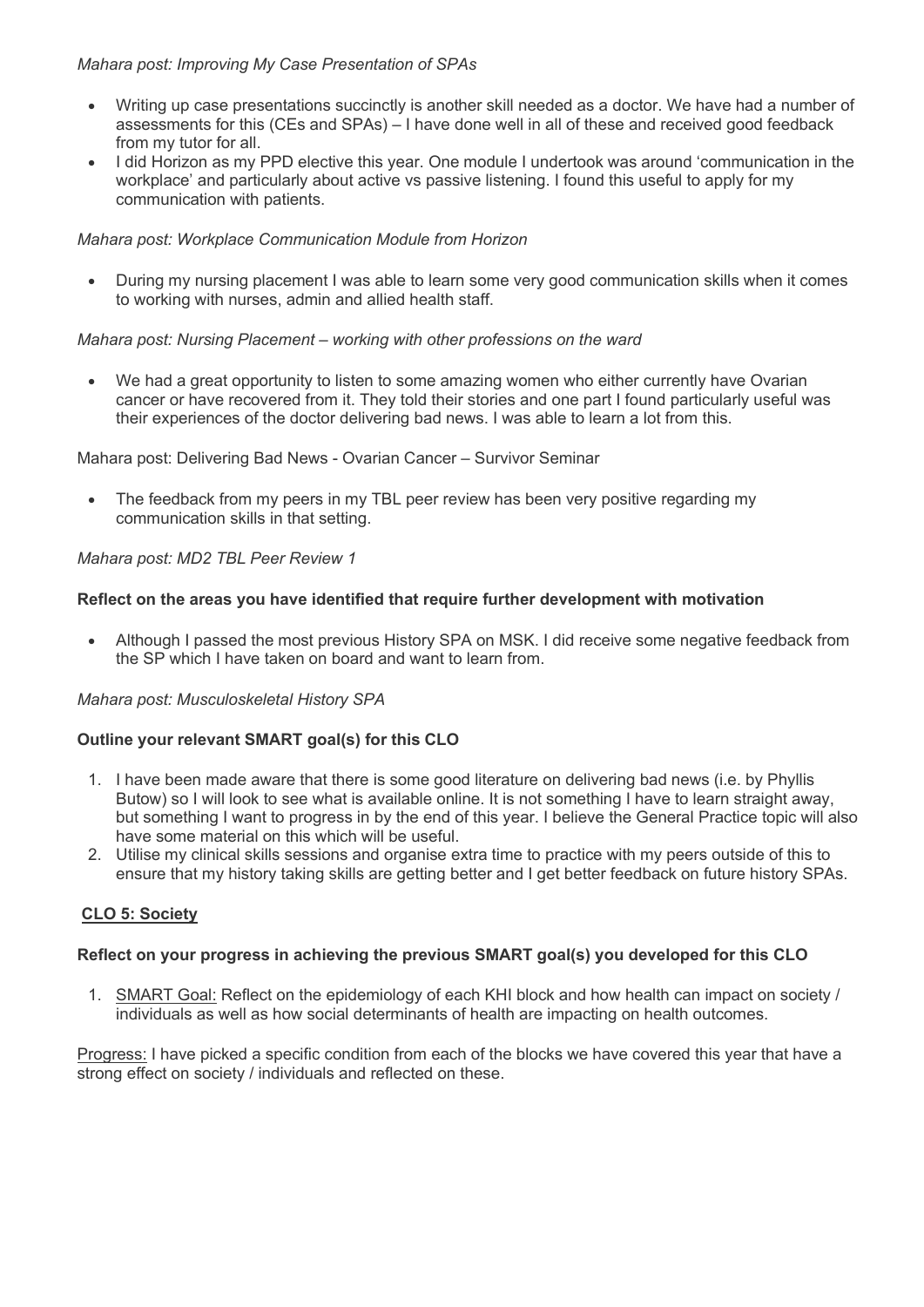*Mahara post: Improving My Case Presentation of SPAs*

- Writing up case presentations succinctly is another skill needed as a doctor. We have had a number of assessments for this (CEs and SPAs) – I have done well in all of these and received good feedback from my tutor for all.
- I did Horizon as my PPD elective this year. One module I undertook was around 'communication in the workplace' and particularly about active vs passive listening. I found this useful to apply for my communication with patients.

*Mahara post: Workplace Communication Module from Horizon*

- During my nursing placement I was able to learn some very good communication skills when it comes to working with nurses, admin and allied health staff.

*Mahara post: Nursing Placement – working with other professions on the ward*

- We had a great opportunity to listen to some amazing women who either currently have Ovarian cancer or have recovered from it. They told their stories and one part I found particularly useful was their experiences of the doctor delivering bad news. I was able to learn a lot from this.

Mahara post: Delivering Bad News - Ovarian Cancer – Survivor Seminar

- The feedback from my peers in my TBL peer review has been very positive regarding my communication skills in that setting.

*Mahara post: MD2 TBL Peer Review 1*

**Reflect on the areas you have identified that require further development with motivation**

- Although I passed the most previous History SPA on MSK. I did receive some negative feedback from the SP which I have taken on board and want to learn from.

*Mahara post: Musculoskeletal History SPA*

**Outline your relevant SMART goal(s) for this CLO**

1. I have been made aware that there is some good literature on delivering bad news (i.e. by Phyllis Butow) so I will look to see what is available online. It is not something I have to learn straight away, but something I want to progress in by the end of this year. I believe the General Practice topic will also have some material on this which will be useful.
2. Utilise my clinical skills sessions and organise extra time to practice with my peers outside of this to ensure that my history taking skills are getting better and I get better feedback on future history SPAs.

## CLO 5: Society

**Reflect on your progress in achieving the previous SMART goal(s) you developed for this CLO**

1. SMART Goal: Reflect on the epidemiology of each KHI block and how health can impact on society / individuals as well as how social determinants of health are impacting on health outcomes.

Progress: I have picked a specific condition from each of the blocks we have covered this year that have a strong effect on society / individuals and reflected on these.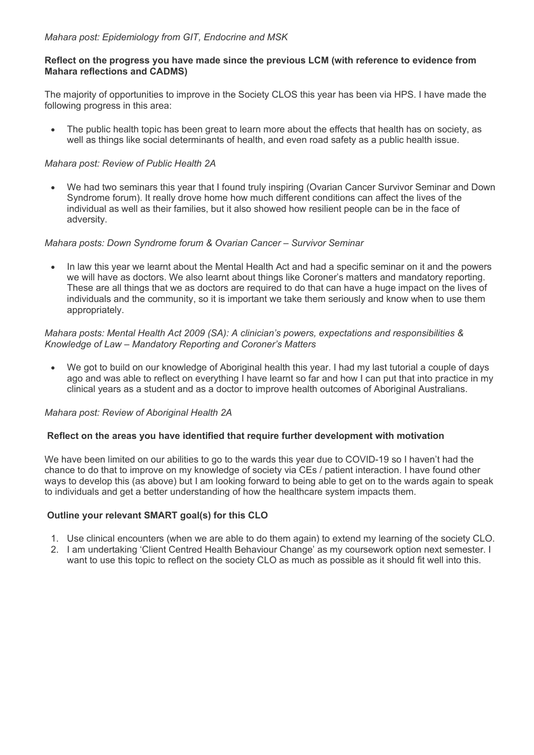*Mahara post: Epidemiology from GIT, Endocrine and MSK*

**Reflect on the progress you have made since the previous LCM (with reference to evidence from Mahara reflections and CADMS)**

The majority of opportunities to improve in the Society CLOS this year has been via HPS. I have made the following progress in this area:

- The public health topic has been great to learn more about the effects that health has on society, as well as things like social determinants of health, and even road safety as a public health issue.

*Mahara post: Review of Public Health 2A*

- We had two seminars this year that I found truly inspiring (Ovarian Cancer Survivor Seminar and Down Syndrome forum). It really drove home how much different conditions can affect the lives of the individual as well as their families, but it also showed how resilient people can be in the face of adversity.

*Mahara posts: Down Syndrome forum & Ovarian Cancer – Survivor Seminar*

- In law this year we learnt about the Mental Health Act and had a specific seminar on it and the powers we will have as doctors. We also learnt about things like Coroner's matters and mandatory reporting. These are all things that we as doctors are required to do that can have a huge impact on the lives of individuals and the community, so it is important we take them seriously and know when to use them appropriately.

*Mahara posts: Mental Health Act 2009 (SA): A clinician's powers, expectations and responsibilities & Knowledge of Law – Mandatory Reporting and Coroner's Matters*

- We got to build on our knowledge of Aboriginal health this year. I had my last tutorial a couple of days ago and was able to reflect on everything I have learnt so far and how I can put that into practice in my clinical years as a student and as a doctor to improve health outcomes of Aboriginal Australians.

*Mahara post: Review of Aboriginal Health 2A*

**Reflect on the areas you have identified that require further development with motivation**

We have been limited on our abilities to go to the wards this year due to COVID-19 so I haven't had the chance to do that to improve on my knowledge of society via CEs / patient interaction. I have found other ways to develop this (as above) but I am looking forward to being able to get on to the wards again to speak to individuals and get a better understanding of how the healthcare system impacts them.

**Outline your relevant SMART goal(s) for this CLO**

1. Use clinical encounters (when we are able to do them again) to extend my learning of the society CLO.
2. I am undertaking 'Client Centred Health Behaviour Change' as my coursework option next semester. I want to use this topic to reflect on the society CLO as much as possible as it should fit well into this.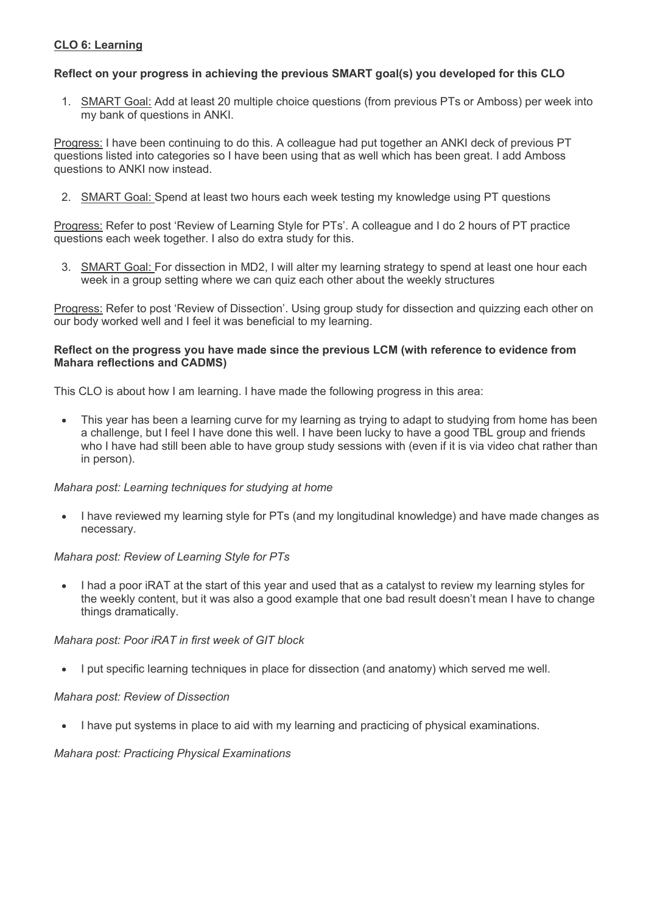**CLO 6: Learning**

**Reflect on your progress in achieving the previous SMART goal(s) you developed for this CLO**

1. SMART Goal: Add at least 20 multiple choice questions (from previous PTs or Amboss) per week into my bank of questions in ANKI.

Progress: I have been continuing to do this. A colleague had put together an ANKI deck of previous PT questions listed into categories so I have been using that as well which has been great. I add Amboss questions to ANKI now instead.

2. SMART Goal: Spend at least two hours each week testing my knowledge using PT questions

Progress: Refer to post 'Review of Learning Style for PTs'. A colleague and I do 2 hours of PT practice questions each week together. I also do extra study for this.

3. SMART Goal: For dissection in MD2, I will alter my learning strategy to spend at least one hour each week in a group setting where we can quiz each other about the weekly structures

Progress: Refer to post 'Review of Dissection'. Using group study for dissection and quizzing each other on our body worked well and I feel it was beneficial to my learning.

**Reflect on the progress you have made since the previous LCM (with reference to evidence from Mahara reflections and CADMS)**

This CLO is about how I am learning. I have made the following progress in this area:

- This year has been a learning curve for my learning as trying to adapt to studying from home has been a challenge, but I feel I have done this well. I have been lucky to have a good TBL group and friends who I have had still been able to have group study sessions with (even if it is via video chat rather than in person).

*Mahara post: Learning techniques for studying at home*

- I have reviewed my learning style for PTs (and my longitudinal knowledge) and have made changes as necessary.

*Mahara post: Review of Learning Style for PTs*

- I had a poor iRAT at the start of this year and used that as a catalyst to review my learning styles for the weekly content, but it was also a good example that one bad result doesn't mean I have to change things dramatically.

*Mahara post: Poor iRAT in first week of GIT block*

- I put specific learning techniques in place for dissection (and anatomy) which served me well.

*Mahara post: Review of Dissection*

- I have put systems in place to aid with my learning and practicing of physical examinations.

*Mahara post: Practicing Physical Examinations*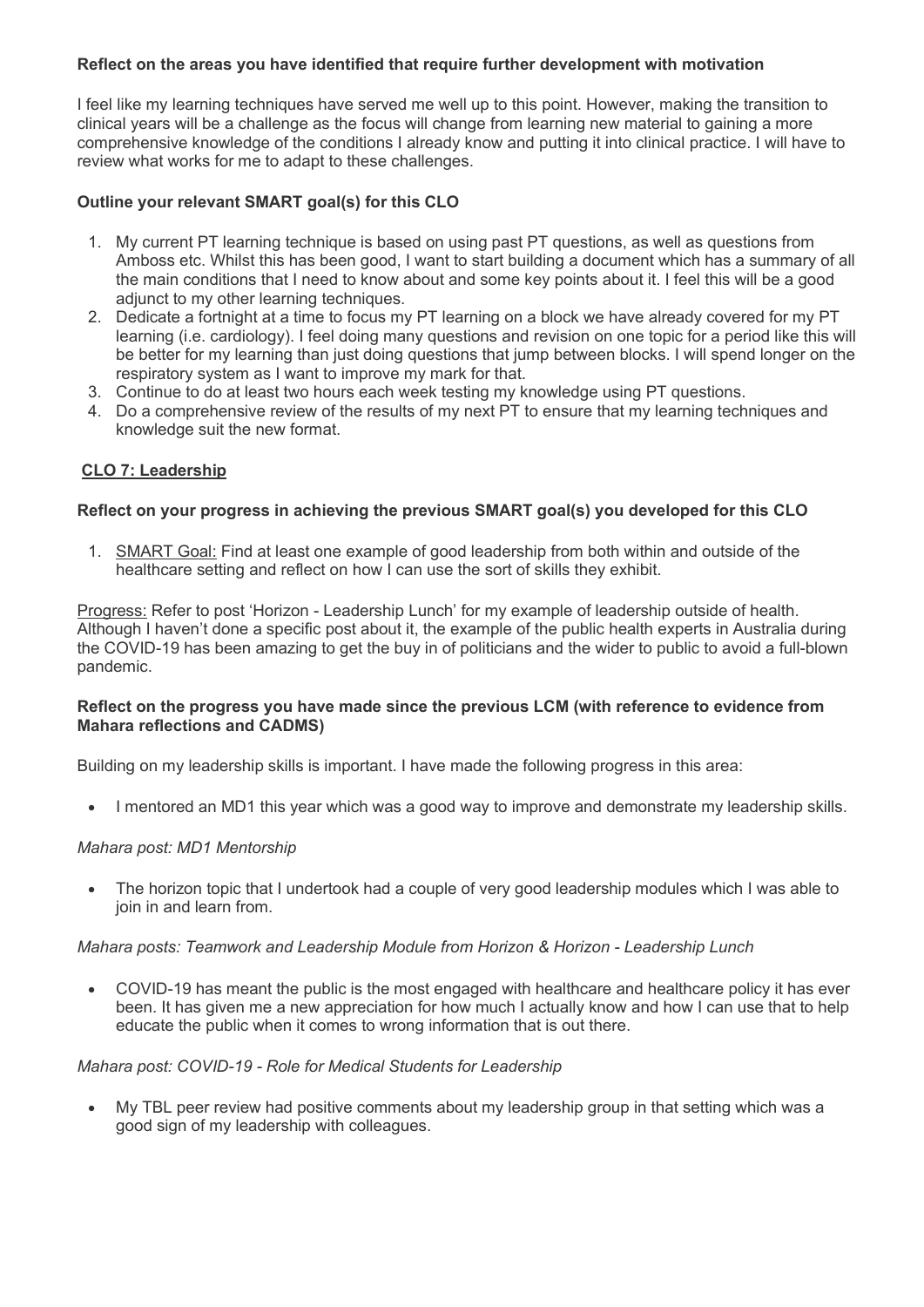**Reflect on the areas you have identified that require further development with motivation**

I feel like my learning techniques have served me well up to this point. However, making the transition to clinical years will be a challenge as the focus will change from learning new material to gaining a more comprehensive knowledge of the conditions I already know and putting it into clinical practice. I will have to review what works for me to adapt to these challenges.

**Outline your relevant SMART goal(s) for this CLO**

1. My current PT learning technique is based on using past PT questions, as well as questions from Amboss etc. Whilst this has been good, I want to start building a document which has a summary of all the main conditions that I need to know about and some key points about it. I feel this will be a good adjunct to my other learning techniques.
2. Dedicate a fortnight at a time to focus my PT learning on a block we have already covered for my PT learning (i.e. cardiology). I feel doing many questions and revision on one topic for a period like this will be better for my learning than just doing questions that jump between blocks. I will spend longer on the respiratory system as I want to improve my mark for that.
3. Continue to do at least two hours each week testing my knowledge using PT questions.
4. Do a comprehensive review of the results of my next PT to ensure that my learning techniques and knowledge suit the new format.

## CLO 7: Leadership

**Reflect on your progress in achieving the previous SMART goal(s) you developed for this CLO**

1. SMART Goal: Find at least one example of good leadership from both within and outside of the healthcare setting and reflect on how I can use the sort of skills they exhibit.

Progress: Refer to post 'Horizon - Leadership Lunch' for my example of leadership outside of health. Although I haven't done a specific post about it, the example of the public health experts in Australia during the COVID-19 has been amazing to get the buy in of politicians and the wider to public to avoid a full-blown pandemic.

**Reflect on the progress you have made since the previous LCM (with reference to evidence from Mahara reflections and CADMS)**

Building on my leadership skills is important. I have made the following progress in this area:

- I mentored an MD1 this year which was a good way to improve and demonstrate my leadership skills.

*Mahara post: MD1 Mentorship*

- The horizon topic that I undertook had a couple of very good leadership modules which I was able to join in and learn from.

*Mahara posts: Teamwork and Leadership Module from Horizon & Horizon - Leadership Lunch*

- COVID-19 has meant the public is the most engaged with healthcare and healthcare policy it has ever been. It has given me a new appreciation for how much I actually know and how I can use that to help educate the public when it comes to wrong information that is out there.

*Mahara post: COVID-19 - Role for Medical Students for Leadership*

- My TBL peer review had positive comments about my leadership group in that setting which was a good sign of my leadership with colleagues.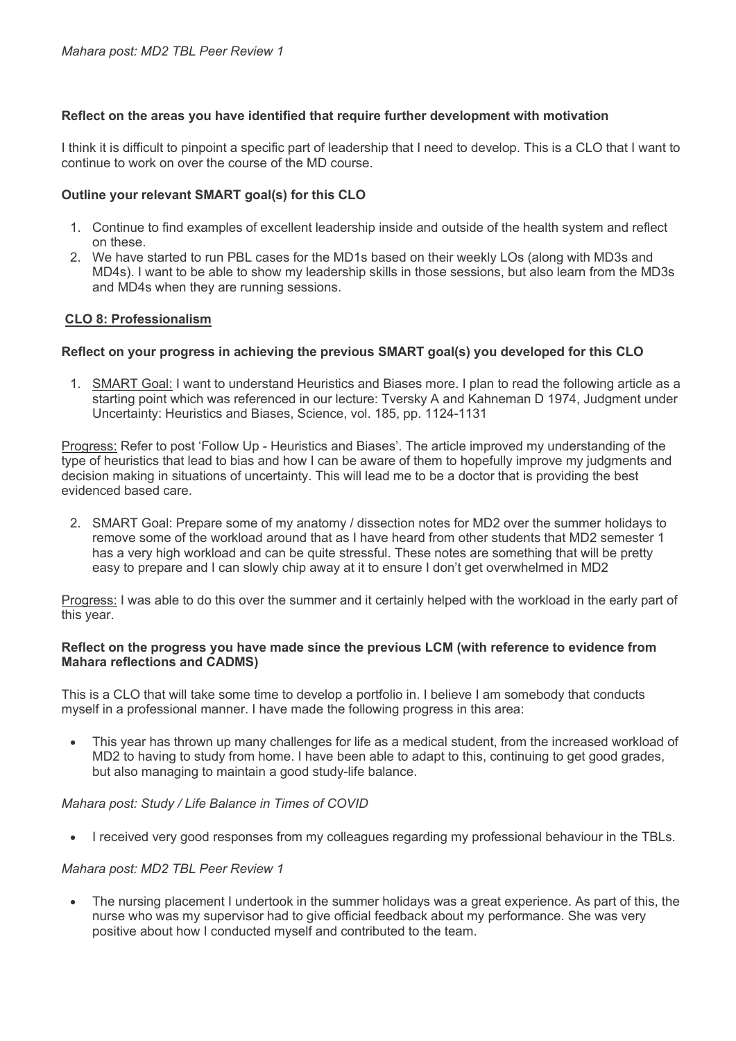*Mahara post: MD2 TBL Peer Review 1*

**Reflect on the areas you have identified that require further development with motivation**

I think it is difficult to pinpoint a specific part of leadership that I need to develop. This is a CLO that I want to continue to work on over the course of the MD course.

**Outline your relevant SMART goal(s) for this CLO**

1. Continue to find examples of excellent leadership inside and outside of the health system and reflect on these.
2. We have started to run PBL cases for the MD1s based on their weekly LOs (along with MD3s and MD4s). I want to be able to show my leadership skills in those sessions, but also learn from the MD3s and MD4s when they are running sessions.

**<u>CLO 8: Professionalism</u>**

**Reflect on your progress in achieving the previous SMART goal(s) you developed for this CLO**

1. <u>SMART Goal:</u> I want to understand Heuristics and Biases more. I plan to read the following article as a starting point which was referenced in our lecture: Tversky A and Kahneman D 1974, Judgment under Uncertainty: Heuristics and Biases, Science, vol. 185, pp. 1124-1131

<u>Progress:</u> Refer to post 'Follow Up - Heuristics and Biases'. The article improved my understanding of the type of heuristics that lead to bias and how I can be aware of them to hopefully improve my judgments and decision making in situations of uncertainty. This will lead me to be a doctor that is providing the best evidenced based care.

2. SMART Goal: Prepare some of my anatomy / dissection notes for MD2 over the summer holidays to remove some of the workload around that as I have heard from other students that MD2 semester 1 has a very high workload and can be quite stressful. These notes are something that will be pretty easy to prepare and I can slowly chip away at it to ensure I don't get overwhelmed in MD2

<u>Progress:</u> I was able to do this over the summer and it certainly helped with the workload in the early part of this year.

**Reflect on the progress you have made since the previous LCM (with reference to evidence from Mahara reflections and CADMS)**

This is a CLO that will take some time to develop a portfolio in. I believe I am somebody that conducts myself in a professional manner. I have made the following progress in this area:

- This year has thrown up many challenges for life as a medical student, from the increased workload of MD2 to having to study from home. I have been able to adapt to this, continuing to get good grades, but also managing to maintain a good study-life balance.

*Mahara post: Study / Life Balance in Times of COVID*

- I received very good responses from my colleagues regarding my professional behaviour in the TBLs.

*Mahara post: MD2 TBL Peer Review 1*

- The nursing placement I undertook in the summer holidays was a great experience. As part of this, the nurse who was my supervisor had to give official feedback about my performance. She was very positive about how I conducted myself and contributed to the team.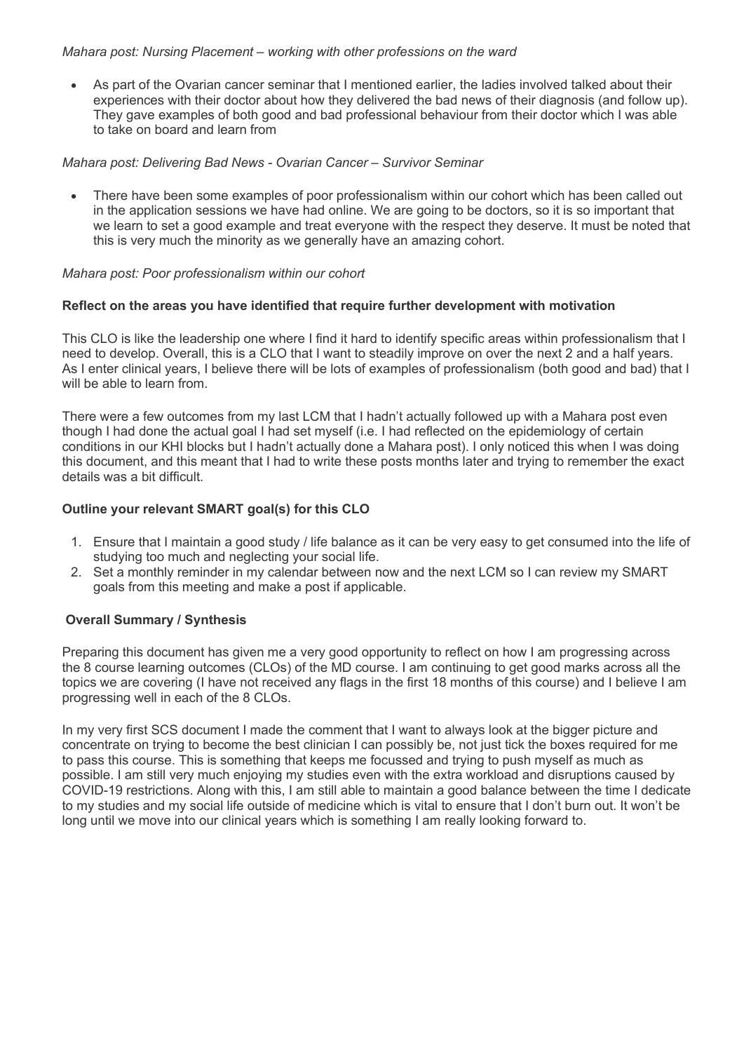*Mahara post: Nursing Placement – working with other professions on the ward*

- As part of the Ovarian cancer seminar that I mentioned earlier, the ladies involved talked about their experiences with their doctor about how they delivered the bad news of their diagnosis (and follow up). They gave examples of both good and bad professional behaviour from their doctor which I was able to take on board and learn from

*Mahara post: Delivering Bad News - Ovarian Cancer – Survivor Seminar*

- There have been some examples of poor professionalism within our cohort which has been called out in the application sessions we have had online. We are going to be doctors, so it is so important that we learn to set a good example and treat everyone with the respect they deserve. It must be noted that this is very much the minority as we generally have an amazing cohort.

*Mahara post: Poor professionalism within our cohort*

**Reflect on the areas you have identified that require further development with motivation**

This CLO is like the leadership one where I find it hard to identify specific areas within professionalism that I need to develop. Overall, this is a CLO that I want to steadily improve on over the next 2 and a half years. As I enter clinical years, I believe there will be lots of examples of professionalism (both good and bad) that I will be able to learn from.

There were a few outcomes from my last LCM that I hadn't actually followed up with a Mahara post even though I had done the actual goal I had set myself (i.e. I had reflected on the epidemiology of certain conditions in our KHI blocks but I hadn't actually done a Mahara post). I only noticed this when I was doing this document, and this meant that I had to write these posts months later and trying to remember the exact details was a bit difficult.

**Outline your relevant SMART goal(s) for this CLO**

1. Ensure that I maintain a good study / life balance as it can be very easy to get consumed into the life of studying too much and neglecting your social life.
2. Set a monthly reminder in my calendar between now and the next LCM so I can review my SMART goals from this meeting and make a post if applicable.

**Overall Summary / Synthesis**

Preparing this document has given me a very good opportunity to reflect on how I am progressing across the 8 course learning outcomes (CLOs) of the MD course. I am continuing to get good marks across all the topics we are covering (I have not received any flags in the first 18 months of this course) and I believe I am progressing well in each of the 8 CLOs.

In my very first SCS document I made the comment that I want to always look at the bigger picture and concentrate on trying to become the best clinician I can possibly be, not just tick the boxes required for me to pass this course. This is something that keeps me focussed and trying to push myself as much as possible. I am still very much enjoying my studies even with the extra workload and disruptions caused by COVID-19 restrictions. Along with this, I am still able to maintain a good balance between the time I dedicate to my studies and my social life outside of medicine which is vital to ensure that I don't burn out. It won't be long until we move into our clinical years which is something I am really looking forward to.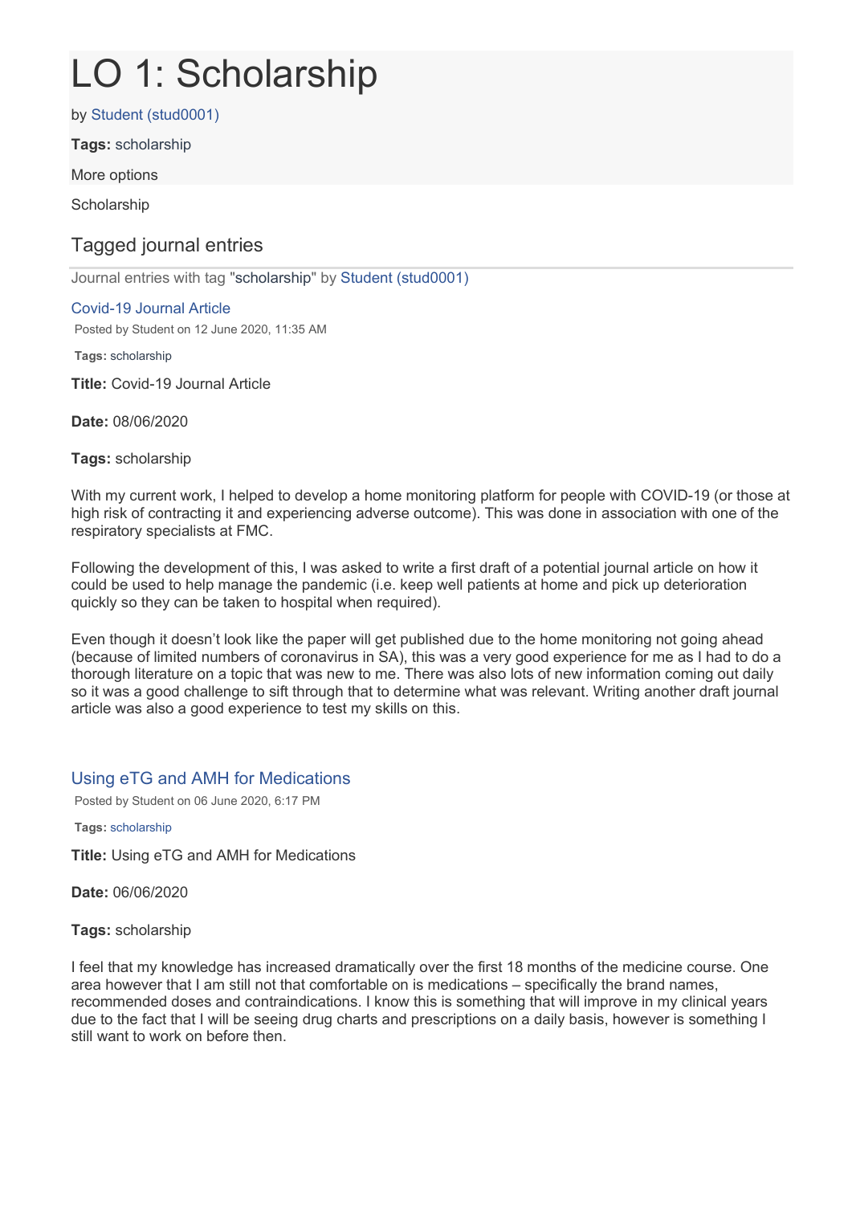# LO 1: Scholarship

by Student (stud0001)

**Tags:** scholarship

More options

Scholarship

## Tagged journal entries

Journal entries with tag "scholarship" by Student (stud0001)

### Covid-19 Journal Article

Posted by Student on 12 June 2020, 11:35 AM

**Tags:** scholarship

**Title:** Covid-19 Journal Article

**Date:** 08/06/2020

**Tags:** scholarship

With my current work, I helped to develop a home monitoring platform for people with COVID-19 (or those at high risk of contracting it and experiencing adverse outcome). This was done in association with one of the respiratory specialists at FMC.

Following the development of this, I was asked to write a first draft of a potential journal article on how it could be used to help manage the pandemic (i.e. keep well patients at home and pick up deterioration quickly so they can be taken to hospital when required).

Even though it doesn't look like the paper will get published due to the home monitoring not going ahead (because of limited numbers of coronavirus in SA), this was a very good experience for me as I had to do a thorough literature on a topic that was new to me. There was also lots of new information coming out daily so it was a good challenge to sift through that to determine what was relevant. Writing another draft journal article was also a good experience to test my skills on this.

### Using eTG and AMH for Medications

Posted by Student on 06 June 2020, 6:17 PM

**Tags:** scholarship

**Title:** Using eTG and AMH for Medications

**Date:** 06/06/2020

**Tags:** scholarship

I feel that my knowledge has increased dramatically over the first 18 months of the medicine course. One area however that I am still not that comfortable on is medications – specifically the brand names, recommended doses and contraindications. I know this is something that will improve in my clinical years due to the fact that I will be seeing drug charts and prescriptions on a daily basis, however is something I still want to work on before then.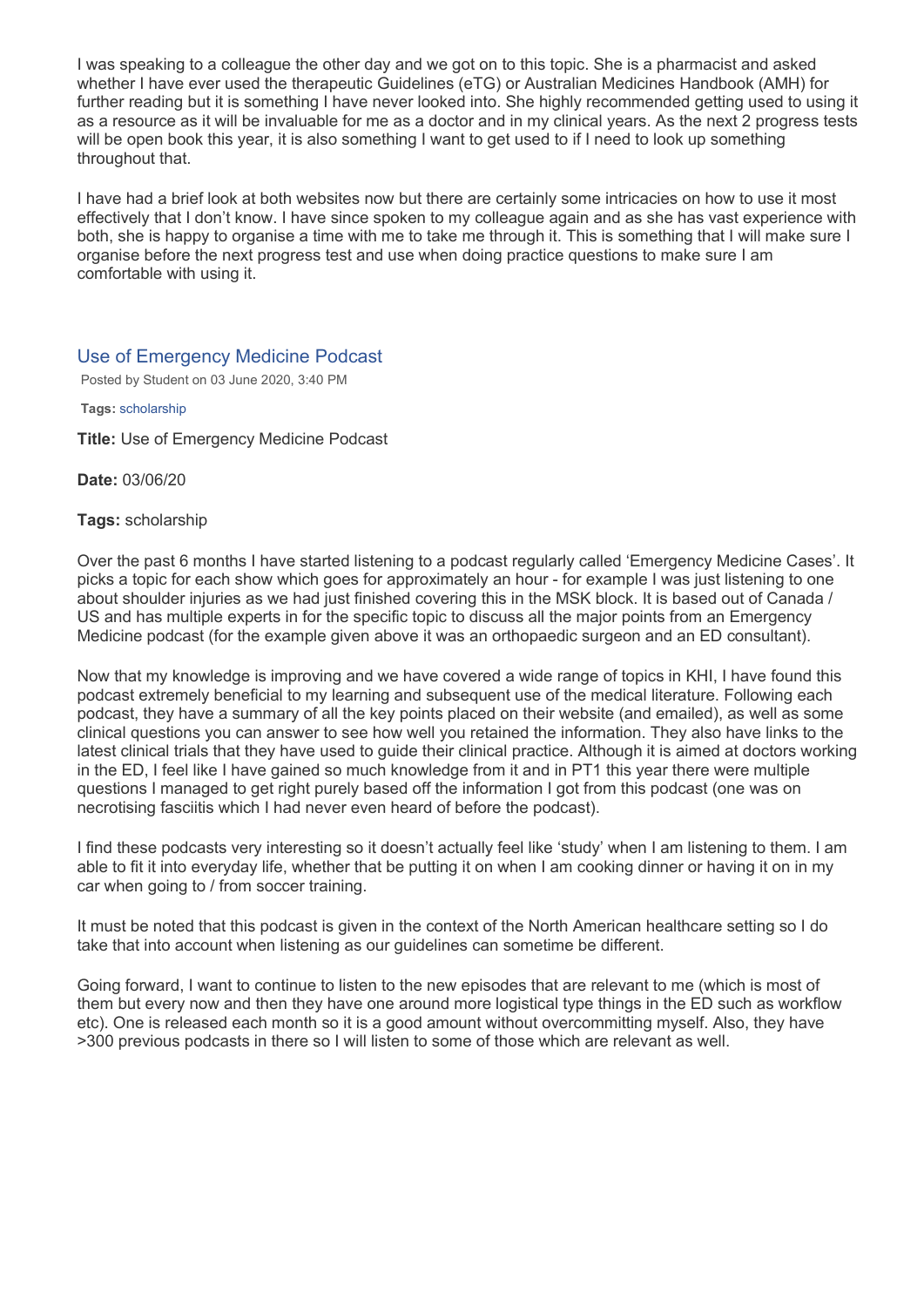I was speaking to a colleague the other day and we got on to this topic. She is a pharmacist and asked whether I have ever used the therapeutic Guidelines (eTG) or Australian Medicines Handbook (AMH) for further reading but it is something I have never looked into. She highly recommended getting used to using it as a resource as it will be invaluable for me as a doctor and in my clinical years. As the next 2 progress tests will be open book this year, it is also something I want to get used to if I need to look up something throughout that.

I have had a brief look at both websites now but there are certainly some intricacies on how to use it most effectively that I don't know. I have since spoken to my colleague again and as she has vast experience with both, she is happy to organise a time with me to take me through it. This is something that I will make sure I organise before the next progress test and use when doing practice questions to make sure I am comfortable with using it.

## Use of Emergency Medicine Podcast

Posted by Student on 03 June 2020, 3:40 PM

**Tags:** scholarship

**Title:** Use of Emergency Medicine Podcast

**Date:** 03/06/20

**Tags:** scholarship

Over the past 6 months I have started listening to a podcast regularly called 'Emergency Medicine Cases'. It picks a topic for each show which goes for approximately an hour - for example I was just listening to one about shoulder injuries as we had just finished covering this in the MSK block. It is based out of Canada / US and has multiple experts in for the specific topic to discuss all the major points from an Emergency Medicine podcast (for the example given above it was an orthopaedic surgeon and an ED consultant).

Now that my knowledge is improving and we have covered a wide range of topics in KHI, I have found this podcast extremely beneficial to my learning and subsequent use of the medical literature. Following each podcast, they have a summary of all the key points placed on their website (and emailed), as well as some clinical questions you can answer to see how well you retained the information. They also have links to the latest clinical trials that they have used to guide their clinical practice. Although it is aimed at doctors working in the ED, I feel like I have gained so much knowledge from it and in PT1 this year there were multiple questions I managed to get right purely based off the information I got from this podcast (one was on necrotising fasciitis which I had never even heard of before the podcast).

I find these podcasts very interesting so it doesn't actually feel like 'study' when I am listening to them. I am able to fit it into everyday life, whether that be putting it on when I am cooking dinner or having it on in my car when going to / from soccer training.

It must be noted that this podcast is given in the context of the North American healthcare setting so I do take that into account when listening as our guidelines can sometime be different.

Going forward, I want to continue to listen to the new episodes that are relevant to me (which is most of them but every now and then they have one around more logistical type things in the ED such as workflow etc). One is released each month so it is a good amount without overcommitting myself. Also, they have >300 previous podcasts in there so I will listen to some of those which are relevant as well.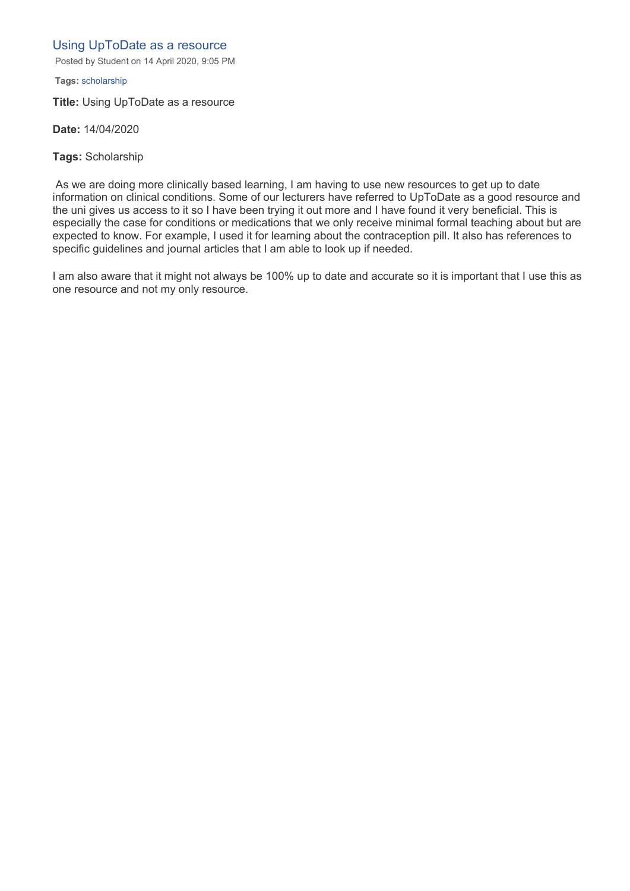## Using UpToDate as a resource

Posted by Student on 14 April 2020, 9:05 PM

**Tags:** scholarship

**Title:** Using UpToDate as a resource

**Date:** 14/04/2020

**Tags:** Scholarship

As we are doing more clinically based learning, I am having to use new resources to get up to date information on clinical conditions. Some of our lecturers have referred to UpToDate as a good resource and the uni gives us access to it so I have been trying it out more and I have found it very beneficial. This is especially the case for conditions or medications that we only receive minimal formal teaching about but are expected to know. For example, I used it for learning about the contraception pill. It also has references to specific guidelines and journal articles that I am able to look up if needed.

I am also aware that it might not always be 100% up to date and accurate so it is important that I use this as one resource and not my only resource.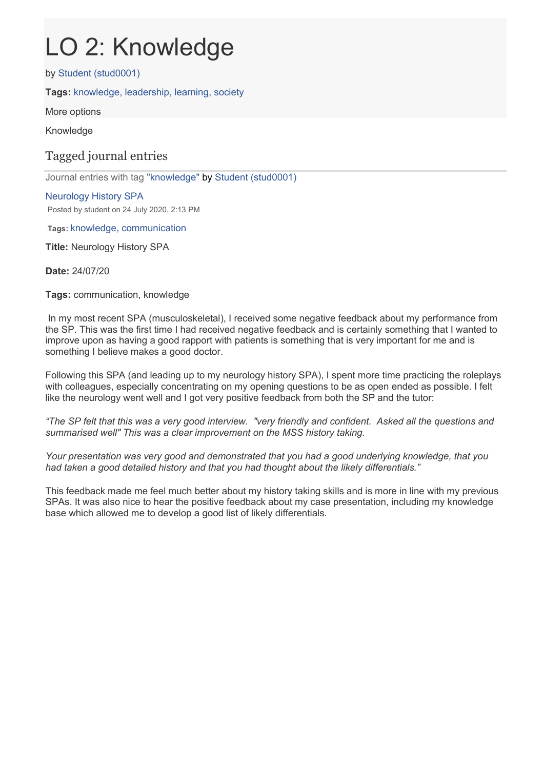# LO 2: Knowledge

by Student (stud0001)

**Tags:** knowledge, leadership, learning, society

More options

Knowledge

## Tagged journal entries

Journal entries with tag "knowledge" by Student (stud0001)

### Neurology History SPA

Posted by student on 24 July 2020, 2:13 PM

**Tags:** knowledge, communication

**Title:** Neurology History SPA

**Date:** 24/07/20

**Tags:** communication, knowledge

In my most recent SPA (musculoskeletal), I received some negative feedback about my performance from the SP. This was the first time I had received negative feedback and is certainly something that I wanted to improve upon as having a good rapport with patients is something that is very important for me and is something I believe makes a good doctor.

Following this SPA (and leading up to my neurology history SPA), I spent more time practicing the roleplays with colleagues, especially concentrating on my opening questions to be as open ended as possible. I felt like the neurology went well and I got very positive feedback from both the SP and the tutor:

*"The SP felt that this was a very good interview. "very friendly and confident. Asked all the questions and summarised well" This was a clear improvement on the MSS history taking.*

*Your presentation was very good and demonstrated that you had a good underlying knowledge, that you had taken a good detailed history and that you had thought about the likely differentials."*

This feedback made me feel much better about my history taking skills and is more in line with my previous SPAs. It was also nice to hear the positive feedback about my case presentation, including my knowledge base which allowed me to develop a good list of likely differentials.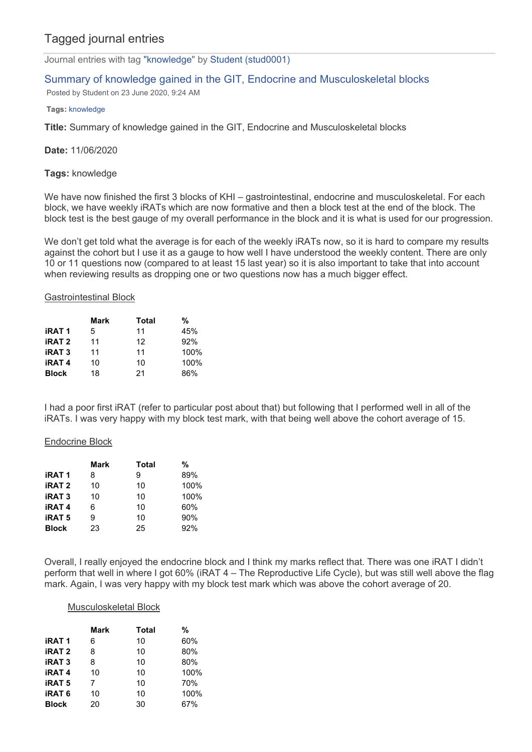## Tagged journal entries

Journal entries with tag "knowledge" by Student (stud0001)

### Summary of knowledge gained in the GIT, Endocrine and Musculoskeletal blocks

Posted by Student on 23 June 2020, 9:24 AM

**Tags:** knowledge

**Title:** Summary of knowledge gained in the GIT, Endocrine and Musculoskeletal blocks

**Date:** 11/06/2020

**Tags:** knowledge

We have now finished the first 3 blocks of KHI – gastrointestinal, endocrine and musculoskeletal. For each block, we have weekly iRATs which are now formative and then a block test at the end of the block. The block test is the best gauge of my overall performance in the block and it is what is used for our progression.

We don't get told what the average is for each of the weekly iRATs now, so it is hard to compare my results against the cohort but I use it as a gauge to how well I have understood the weekly content. There are only 10 or 11 questions now (compared to at least 15 last year) so it is also important to take that into account when reviewing results as dropping one or two questions now has a much bigger effect.

<u>Gastrointestinal Block</u>

| | Mark | Total | % |
|---|---|---|---|
| **iRAT 1** | 5 | 11 | 45% |
| **iRAT 2** | 11 | 12 | 92% |
| **iRAT 3** | 11 | 11 | 100% |
| **iRAT 4** | 10 | 10 | 100% |
| **Block** | 18 | 21 | 86% |

I had a poor first iRAT (refer to particular post about that) but following that I performed well in all of the iRATs. I was very happy with my block test mark, with that being well above the cohort average of 15.

<u>Endocrine Block</u>

| | Mark | Total | % |
|---|---|---|---|
| **iRAT 1** | 8 | 9 | 89% |
| **iRAT 2** | 10 | 10 | 100% |
| **iRAT 3** | 10 | 10 | 100% |
| **iRAT 4** | 6 | 10 | 60% |
| **iRAT 5** | 9 | 10 | 90% |
| **Block** | 23 | 25 | 92% |

Overall, I really enjoyed the endocrine block and I think my marks reflect that. There was one iRAT I didn't perform that well in where I got 60% (iRAT 4 – The Reproductive Life Cycle), but was still well above the flag mark. Again, I was very happy with my block test mark which was above the cohort average of 20.

<u>Musculoskeletal Block</u>

| | Mark | Total | % |
|---|---|---|---|
| **iRAT 1** | 6 | 10 | 60% |
| **iRAT 2** | 8 | 10 | 80% |
| **iRAT 3** | 8 | 10 | 80% |
| **iRAT 4** | 10 | 10 | 100% |
| **iRAT 5** | 7 | 10 | 70% |
| **iRAT 6** | 10 | 10 | 100% |
| **Block** | 20 | 30 | 67% |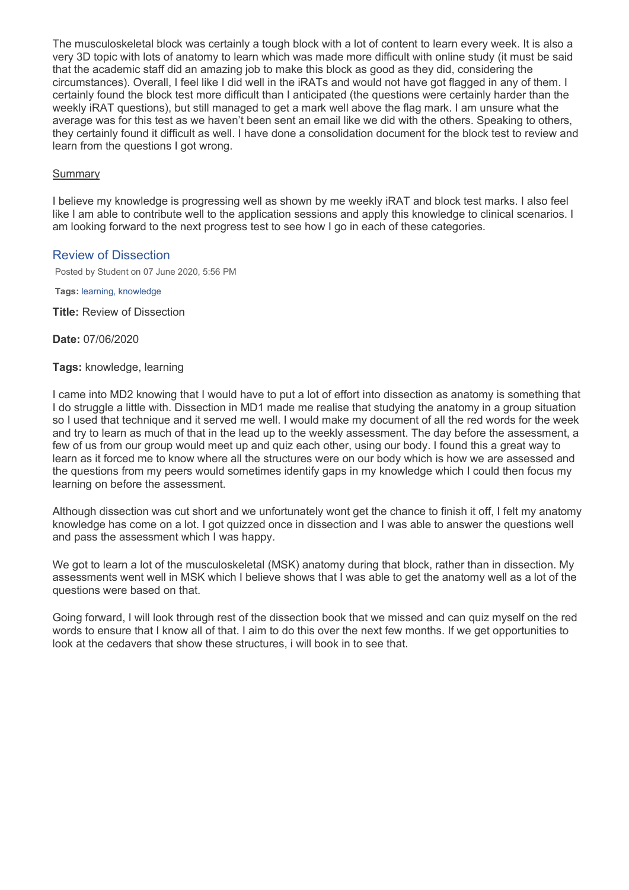The musculoskeletal block was certainly a tough block with a lot of content to learn every week. It is also a very 3D topic with lots of anatomy to learn which was made more difficult with online study (it must be said that the academic staff did an amazing job to make this block as good as they did, considering the circumstances). Overall, I feel like I did well in the iRATs and would not have got flagged in any of them. I certainly found the block test more difficult than I anticipated (the questions were certainly harder than the weekly iRAT questions), but still managed to get a mark well above the flag mark. I am unsure what the average was for this test as we haven't been sent an email like we did with the others. Speaking to others, they certainly found it difficult as well. I have done a consolidation document for the block test to review and learn from the questions I got wrong.

<u>Summary</u>

I believe my knowledge is progressing well as shown by me weekly iRAT and block test marks. I also feel like I am able to contribute well to the application sessions and apply this knowledge to clinical scenarios. I am looking forward to the next progress test to see how I go in each of these categories.

## Review of Dissection

Posted by Student on 07 June 2020, 5:56 PM

**Tags:** learning, knowledge

**Title:** Review of Dissection

**Date:** 07/06/2020

**Tags:** knowledge, learning

I came into MD2 knowing that I would have to put a lot of effort into dissection as anatomy is something that I do struggle a little with. Dissection in MD1 made me realise that studying the anatomy in a group situation so I used that technique and it served me well. I would make my document of all the red words for the week and try to learn as much of that in the lead up to the weekly assessment. The day before the assessment, a few of us from our group would meet up and quiz each other, using our body. I found this a great way to learn as it forced me to know where all the structures were on our body which is how we are assessed and the questions from my peers would sometimes identify gaps in my knowledge which I could then focus my learning on before the assessment.

Although dissection was cut short and we unfortunately wont get the chance to finish it off, I felt my anatomy knowledge has come on a lot. I got quizzed once in dissection and I was able to answer the questions well and pass the assessment which I was happy.

We got to learn a lot of the musculoskeletal (MSK) anatomy during that block, rather than in dissection. My assessments went well in MSK which I believe shows that I was able to get the anatomy well as a lot of the questions were based on that.

Going forward, I will look through rest of the dissection book that we missed and can quiz myself on the red words to ensure that I know all of that. I aim to do this over the next few months. If we get opportunities to look at the cedavers that show these structures, i will book in to see that.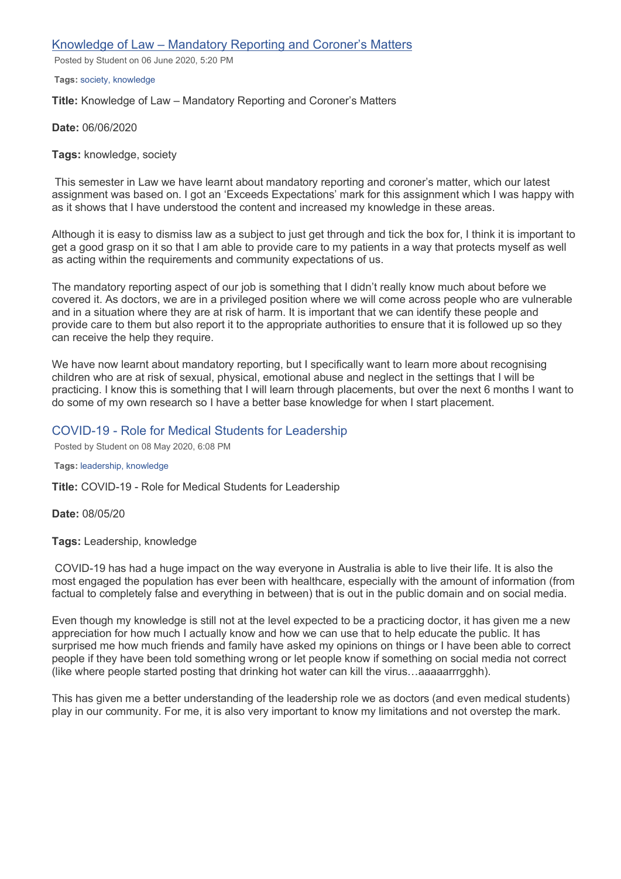## Knowledge of Law – Mandatory Reporting and Coroner's Matters

Posted by Student on 06 June 2020, 5:20 PM

**Tags:** society, knowledge

**Title:** Knowledge of Law – Mandatory Reporting and Coroner's Matters

**Date:** 06/06/2020

**Tags:** knowledge, society

This semester in Law we have learnt about mandatory reporting and coroner's matter, which our latest assignment was based on. I got an 'Exceeds Expectations' mark for this assignment which I was happy with as it shows that I have understood the content and increased my knowledge in these areas.

Although it is easy to dismiss law as a subject to just get through and tick the box for, I think it is important to get a good grasp on it so that I am able to provide care to my patients in a way that protects myself as well as acting within the requirements and community expectations of us.

The mandatory reporting aspect of our job is something that I didn't really know much about before we covered it. As doctors, we are in a privileged position where we will come across people who are vulnerable and in a situation where they are at risk of harm. It is important that we can identify these people and provide care to them but also report it to the appropriate authorities to ensure that it is followed up so they can receive the help they require.

We have now learnt about mandatory reporting, but I specifically want to learn more about recognising children who are at risk of sexual, physical, emotional abuse and neglect in the settings that I will be practicing. I know this is something that I will learn through placements, but over the next 6 months I want to do some of my own research so I have a better base knowledge for when I start placement.

## COVID-19 - Role for Medical Students for Leadership

Posted by Student on 08 May 2020, 6:08 PM

**Tags:** leadership, knowledge

**Title:** COVID-19 - Role for Medical Students for Leadership

**Date:** 08/05/20

**Tags:** Leadership, knowledge

COVID-19 has had a huge impact on the way everyone in Australia is able to live their life. It is also the most engaged the population has ever been with healthcare, especially with the amount of information (from factual to completely false and everything in between) that is out in the public domain and on social media.

Even though my knowledge is still not at the level expected to be a practicing doctor, it has given me a new appreciation for how much I actually know and how we can use that to help educate the public. It has surprised me how much friends and family have asked my opinions on things or I have been able to correct people if they have been told something wrong or let people know if something on social media not correct (like where people started posting that drinking hot water can kill the virus…aaaaarrrgghh).

This has given me a better understanding of the leadership role we as doctors (and even medical students) play in our community. For me, it is also very important to know my limitations and not overstep the mark.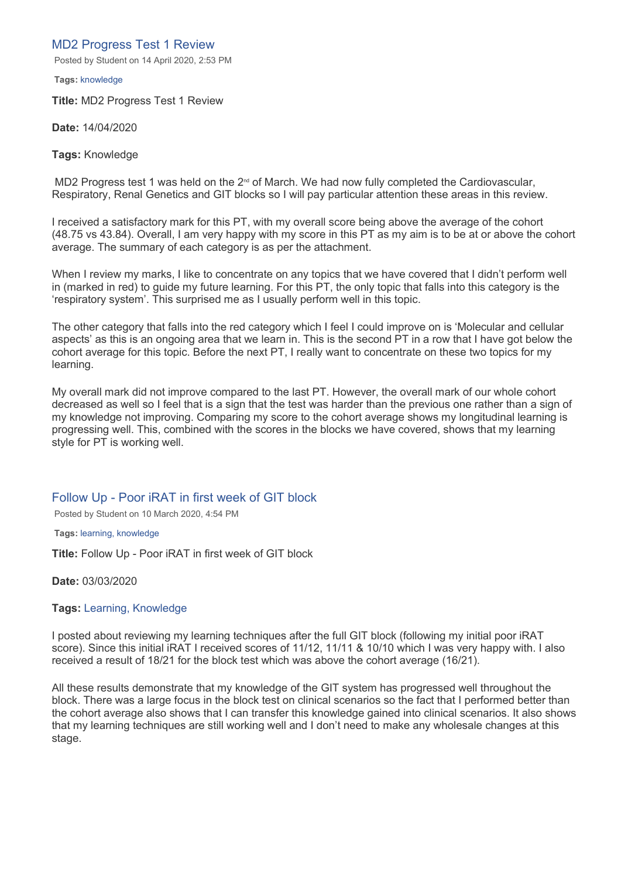## MD2 Progress Test 1 Review

Posted by Student on 14 April 2020, 2:53 PM

**Tags:** knowledge

**Title:** MD2 Progress Test 1 Review

**Date:** 14/04/2020

**Tags:** Knowledge

MD2 Progress test 1 was held on the 2nd of March. We had now fully completed the Cardiovascular, Respiratory, Renal Genetics and GIT blocks so I will pay particular attention these areas in this review.

I received a satisfactory mark for this PT, with my overall score being above the average of the cohort (48.75 vs 43.84). Overall, I am very happy with my score in this PT as my aim is to be at or above the cohort average. The summary of each category is as per the attachment.

When I review my marks, I like to concentrate on any topics that we have covered that I didn't perform well in (marked in red) to guide my future learning. For this PT, the only topic that falls into this category is the 'respiratory system'. This surprised me as I usually perform well in this topic.

The other category that falls into the red category which I feel I could improve on is 'Molecular and cellular aspects' as this is an ongoing area that we learn in. This is the second PT in a row that I have got below the cohort average for this topic. Before the next PT, I really want to concentrate on these two topics for my learning.

My overall mark did not improve compared to the last PT. However, the overall mark of our whole cohort decreased as well so I feel that is a sign that the test was harder than the previous one rather than a sign of my knowledge not improving. Comparing my score to the cohort average shows my longitudinal learning is progressing well. This, combined with the scores in the blocks we have covered, shows that my learning style for PT is working well.

## Follow Up - Poor iRAT in first week of GIT block

Posted by Student on 10 March 2020, 4:54 PM

**Tags:** learning, knowledge

**Title:** Follow Up - Poor iRAT in first week of GIT block

**Date:** 03/03/2020

**Tags:** Learning, Knowledge

I posted about reviewing my learning techniques after the full GIT block (following my initial poor iRAT score). Since this initial iRAT I received scores of 11/12, 11/11 & 10/10 which I was very happy with. I also received a result of 18/21 for the block test which was above the cohort average (16/21).

All these results demonstrate that my knowledge of the GIT system has progressed well throughout the block. There was a large focus in the block test on clinical scenarios so the fact that I performed better than the cohort average also shows that I can transfer this knowledge gained into clinical scenarios. It also shows that my learning techniques are still working well and I don't need to make any wholesale changes at this stage.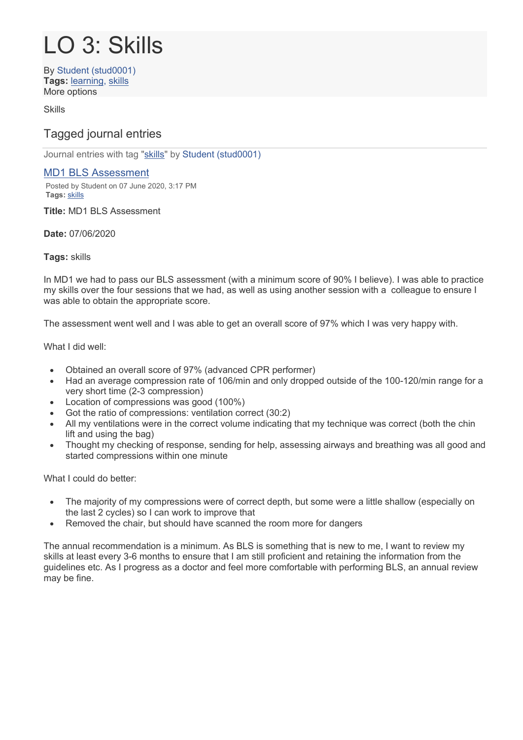# LO 3: Skills

By Student (stud0001)
**Tags:** learning, skills
More options

Skills

## Tagged journal entries

Journal entries with tag "skills" by Student (stud0001)

### MD1 BLS Assessment

Posted by Student on 07 June 2020, 3:17 PM
**Tags:** skills

**Title:** MD1 BLS Assessment

**Date:** 07/06/2020

**Tags:** skills

In MD1 we had to pass our BLS assessment (with a minimum score of 90% I believe). I was able to practice my skills over the four sessions that we had, as well as using another session with a colleague to ensure I was able to obtain the appropriate score.

The assessment went well and I was able to get an overall score of 97% which I was very happy with.

What I did well:

- Obtained an overall score of 97% (advanced CPR performer)
- Had an average compression rate of 106/min and only dropped outside of the 100-120/min range for a very short time (2-3 compression)
- Location of compressions was good (100%)
- Got the ratio of compressions: ventilation correct (30:2)
- All my ventilations were in the correct volume indicating that my technique was correct (both the chin lift and using the bag)
- Thought my checking of response, sending for help, assessing airways and breathing was all good and started compressions within one minute

What I could do better:

- The majority of my compressions were of correct depth, but some were a little shallow (especially on the last 2 cycles) so I can work to improve that
- Removed the chair, but should have scanned the room more for dangers

The annual recommendation is a minimum. As BLS is something that is new to me, I want to review my skills at least every 3-6 months to ensure that I am still proficient and retaining the information from the guidelines etc. As I progress as a doctor and feel more comfortable with performing BLS, an annual review may be fine.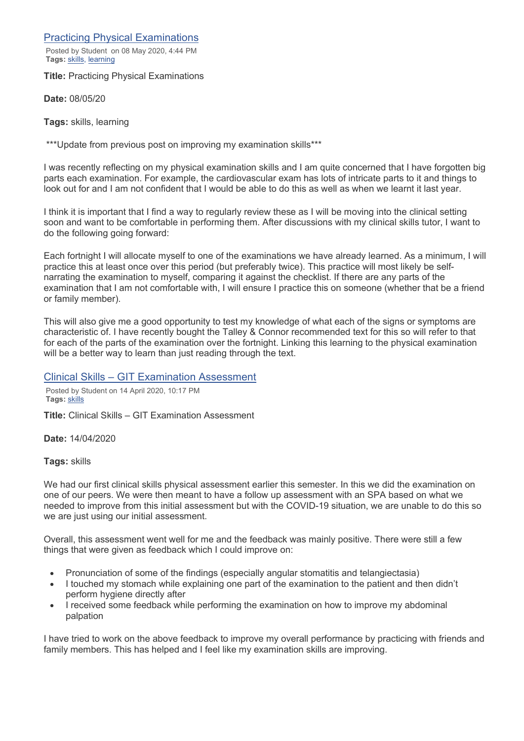## Practicing Physical Examinations

Posted by Student on 08 May 2020, 4:44 PM
**Tags:** skills, learning

**Title:** Practicing Physical Examinations

**Date:** 08/05/20

**Tags:** skills, learning

***Update from previous post on improving my examination skills***

I was recently reflecting on my physical examination skills and I am quite concerned that I have forgotten big parts each examination. For example, the cardiovascular exam has lots of intricate parts to it and things to look out for and I am not confident that I would be able to do this as well as when we learnt it last year.

I think it is important that I find a way to regularly review these as I will be moving into the clinical setting soon and want to be comfortable in performing them. After discussions with my clinical skills tutor, I want to do the following going forward:

Each fortnight I will allocate myself to one of the examinations we have already learned. As a minimum, I will practice this at least once over this period (but preferably twice). This practice will most likely be self-narrating the examination to myself, comparing it against the checklist. If there are any parts of the examination that I am not comfortable with, I will ensure I practice this on someone (whether that be a friend or family member).

This will also give me a good opportunity to test my knowledge of what each of the signs or symptoms are characteristic of. I have recently bought the Talley & Connor recommended text for this so will refer to that for each of the parts of the examination over the fortnight. Linking this learning to the physical examination will be a better way to learn than just reading through the text.

## Clinical Skills – GIT Examination Assessment

Posted by Student on 14 April 2020, 10:17 PM
**Tags:** skills

**Title:** Clinical Skills – GIT Examination Assessment

**Date:** 14/04/2020

**Tags:** skills

We had our first clinical skills physical assessment earlier this semester. In this we did the examination on one of our peers. We were then meant to have a follow up assessment with an SPA based on what we needed to improve from this initial assessment but with the COVID-19 situation, we are unable to do this so we are just using our initial assessment.

Overall, this assessment went well for me and the feedback was mainly positive. There were still a few things that were given as feedback which I could improve on:

- Pronunciation of some of the findings (especially angular stomatitis and telangiectasia)
- I touched my stomach while explaining one part of the examination to the patient and then didn't perform hygiene directly after
- I received some feedback while performing the examination on how to improve my abdominal palpation

I have tried to work on the above feedback to improve my overall performance by practicing with friends and family members. This has helped and I feel like my examination skills are improving.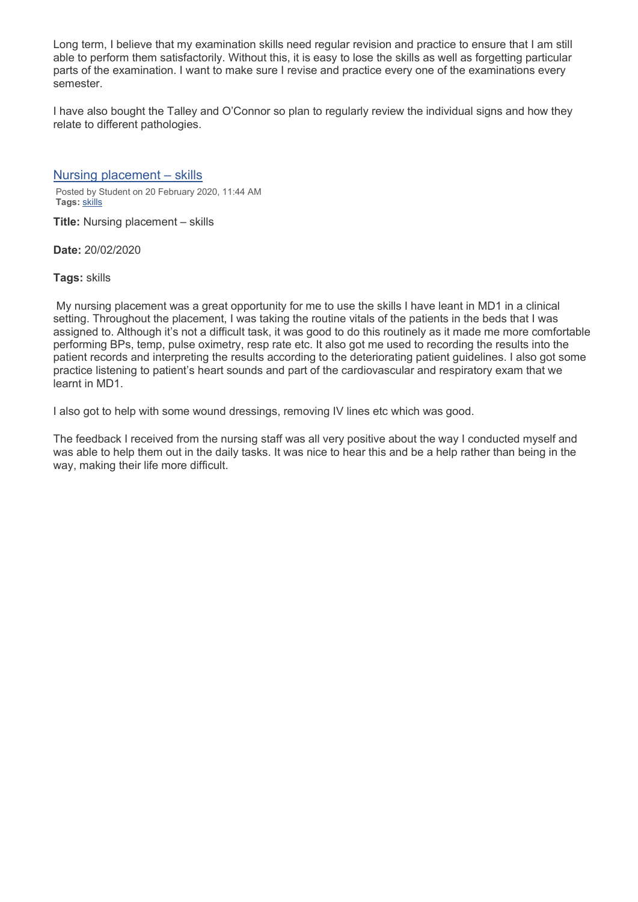Long term, I believe that my examination skills need regular revision and practice to ensure that I am still able to perform them satisfactorily. Without this, it is easy to lose the skills as well as forgetting particular parts of the examination. I want to make sure I revise and practice every one of the examinations every semester.

I have also bought the Talley and O'Connor so plan to regularly review the individual signs and how they relate to different pathologies.

## Nursing placement – skills

Posted by Student on 20 February 2020, 11:44 AM
**Tags:** skills

**Title:** Nursing placement – skills

**Date:** 20/02/2020

**Tags:** skills

My nursing placement was a great opportunity for me to use the skills I have leant in MD1 in a clinical setting. Throughout the placement, I was taking the routine vitals of the patients in the beds that I was assigned to. Although it's not a difficult task, it was good to do this routinely as it made me more comfortable performing BPs, temp, pulse oximetry, resp rate etc. It also got me used to recording the results into the patient records and interpreting the results according to the deteriorating patient guidelines. I also got some practice listening to patient's heart sounds and part of the cardiovascular and respiratory exam that we learnt in MD1.

I also got to help with some wound dressings, removing IV lines etc which was good.

The feedback I received from the nursing staff was all very positive about the way I conducted myself and was able to help them out in the daily tasks. It was nice to hear this and be a help rather than being in the way, making their life more difficult.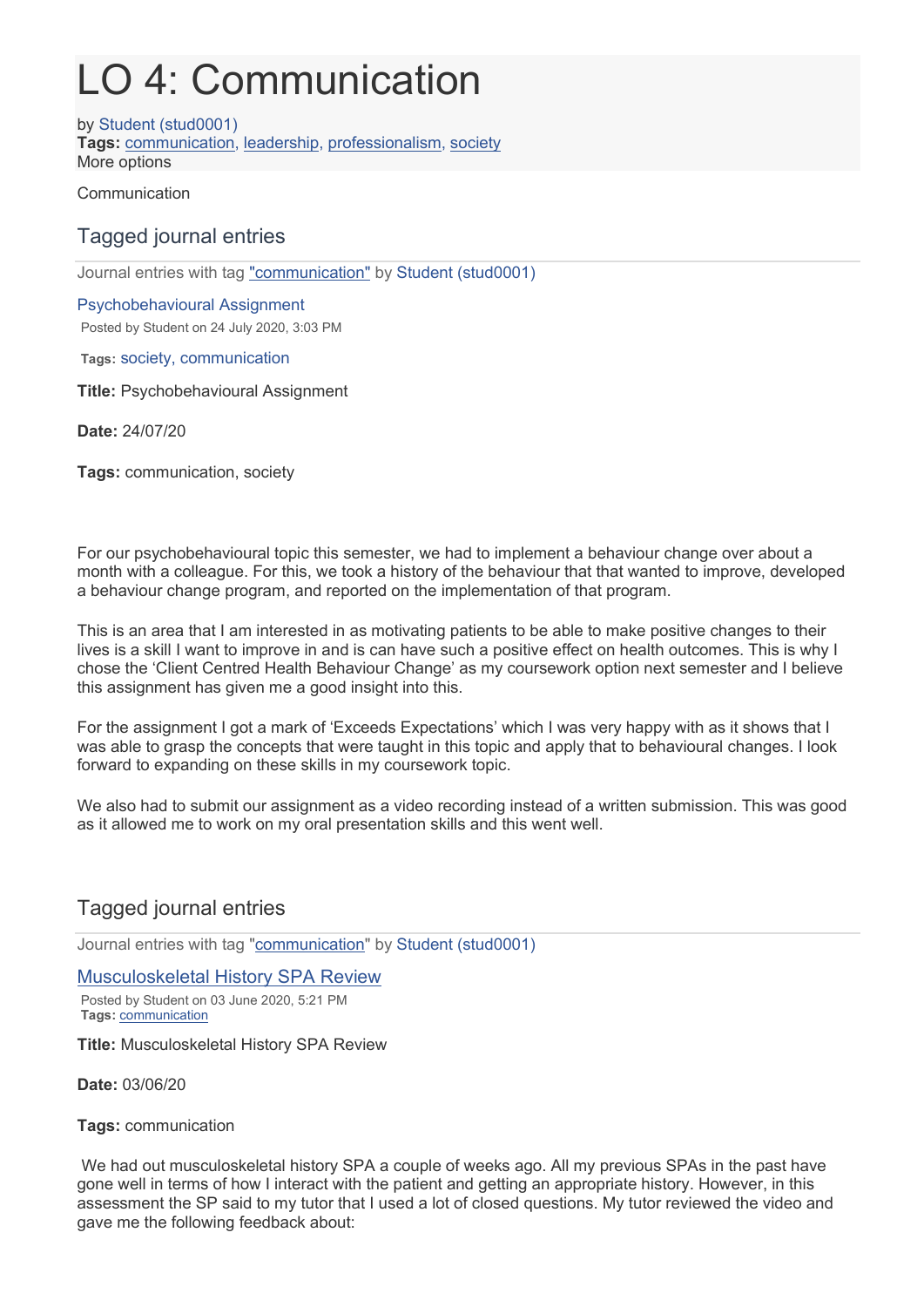# LO 4: Communication

by Student (stud0001)
**Tags:** communication, leadership, professionalism, society
More options

Communication

## Tagged journal entries

Journal entries with tag "communication" by Student (stud0001)

### Psychobehavioural Assignment

Posted by Student on 24 July 2020, 3:03 PM

**Tags:** society, communication

**Title:** Psychobehavioural Assignment

**Date:** 24/07/20

**Tags:** communication, society

For our psychobehavioural topic this semester, we had to implement a behaviour change over about a month with a colleague. For this, we took a history of the behaviour that that wanted to improve, developed a behaviour change program, and reported on the implementation of that program.

This is an area that I am interested in as motivating patients to be able to make positive changes to their lives is a skill I want to improve in and is can have such a positive effect on health outcomes. This is why I chose the 'Client Centred Health Behaviour Change' as my coursework option next semester and I believe this assignment has given me a good insight into this.

For the assignment I got a mark of 'Exceeds Expectations' which I was very happy with as it shows that I was able to grasp the concepts that were taught in this topic and apply that to behavioural changes. I look forward to expanding on these skills in my coursework topic.

We also had to submit our assignment as a video recording instead of a written submission. This was good as it allowed me to work on my oral presentation skills and this went well.

## Tagged journal entries

Journal entries with tag "communication" by Student (stud0001)

### Musculoskeletal History SPA Review

Posted by Student on 03 June 2020, 5:21 PM
**Tags:** communication

**Title:** Musculoskeletal History SPA Review

**Date:** 03/06/20

**Tags:** communication

We had out musculoskeletal history SPA a couple of weeks ago. All my previous SPAs in the past have gone well in terms of how I interact with the patient and getting an appropriate history. However, in this assessment the SP said to my tutor that I used a lot of closed questions. My tutor reviewed the video and gave me the following feedback about: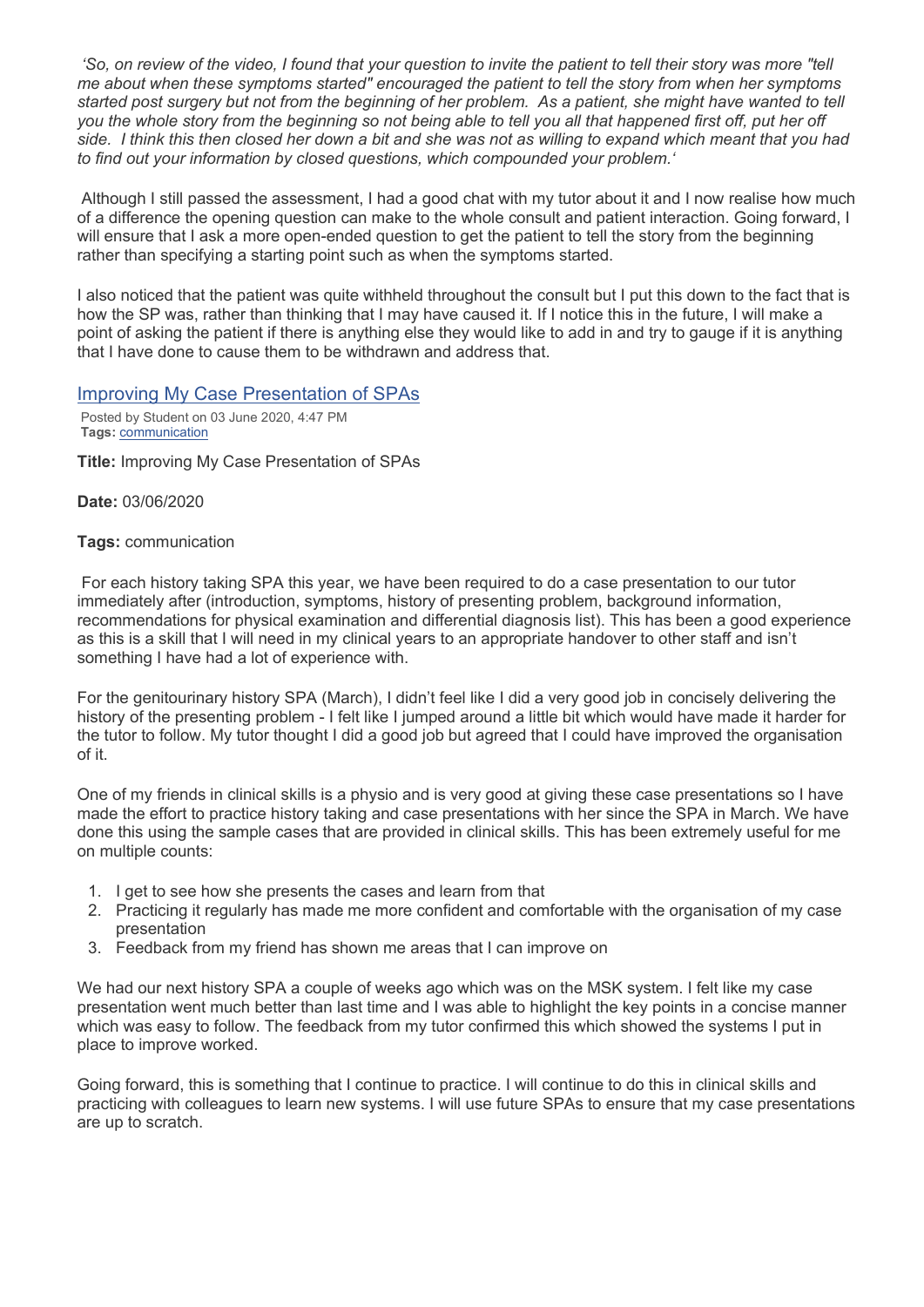*'So, on review of the video, I found that your question to invite the patient to tell their story was more "tell me about when these symptoms started" encouraged the patient to tell the story from when her symptoms started post surgery but not from the beginning of her problem. As a patient, she might have wanted to tell you the whole story from the beginning so not being able to tell you all that happened first off, put her off side. I think this then closed her down a bit and she was not as willing to expand which meant that you had to find out your information by closed questions, which compounded your problem.'*

Although I still passed the assessment, I had a good chat with my tutor about it and I now realise how much of a difference the opening question can make to the whole consult and patient interaction. Going forward, I will ensure that I ask a more open-ended question to get the patient to tell the story from the beginning rather than specifying a starting point such as when the symptoms started.

I also noticed that the patient was quite withheld throughout the consult but I put this down to the fact that is how the SP was, rather than thinking that I may have caused it. If I notice this in the future, I will make a point of asking the patient if there is anything else they would like to add in and try to gauge if it is anything that I have done to cause them to be withdrawn and address that.

## Improving My Case Presentation of SPAs

Posted by Student on 03 June 2020, 4:47 PM
**Tags:** communication

**Title:** Improving My Case Presentation of SPAs

**Date:** 03/06/2020

**Tags:** communication

For each history taking SPA this year, we have been required to do a case presentation to our tutor immediately after (introduction, symptoms, history of presenting problem, background information, recommendations for physical examination and differential diagnosis list). This has been a good experience as this is a skill that I will need in my clinical years to an appropriate handover to other staff and isn't something I have had a lot of experience with.

For the genitourinary history SPA (March), I didn't feel like I did a very good job in concisely delivering the history of the presenting problem - I felt like I jumped around a little bit which would have made it harder for the tutor to follow. My tutor thought I did a good job but agreed that I could have improved the organisation of it.

One of my friends in clinical skills is a physio and is very good at giving these case presentations so I have made the effort to practice history taking and case presentations with her since the SPA in March. We have done this using the sample cases that are provided in clinical skills. This has been extremely useful for me on multiple counts:

1. I get to see how she presents the cases and learn from that
2. Practicing it regularly has made me more confident and comfortable with the organisation of my case presentation
3. Feedback from my friend has shown me areas that I can improve on

We had our next history SPA a couple of weeks ago which was on the MSK system. I felt like my case presentation went much better than last time and I was able to highlight the key points in a concise manner which was easy to follow. The feedback from my tutor confirmed this which showed the systems I put in place to improve worked.

Going forward, this is something that I continue to practice. I will continue to do this in clinical skills and practicing with colleagues to learn new systems. I will use future SPAs to ensure that my case presentations are up to scratch.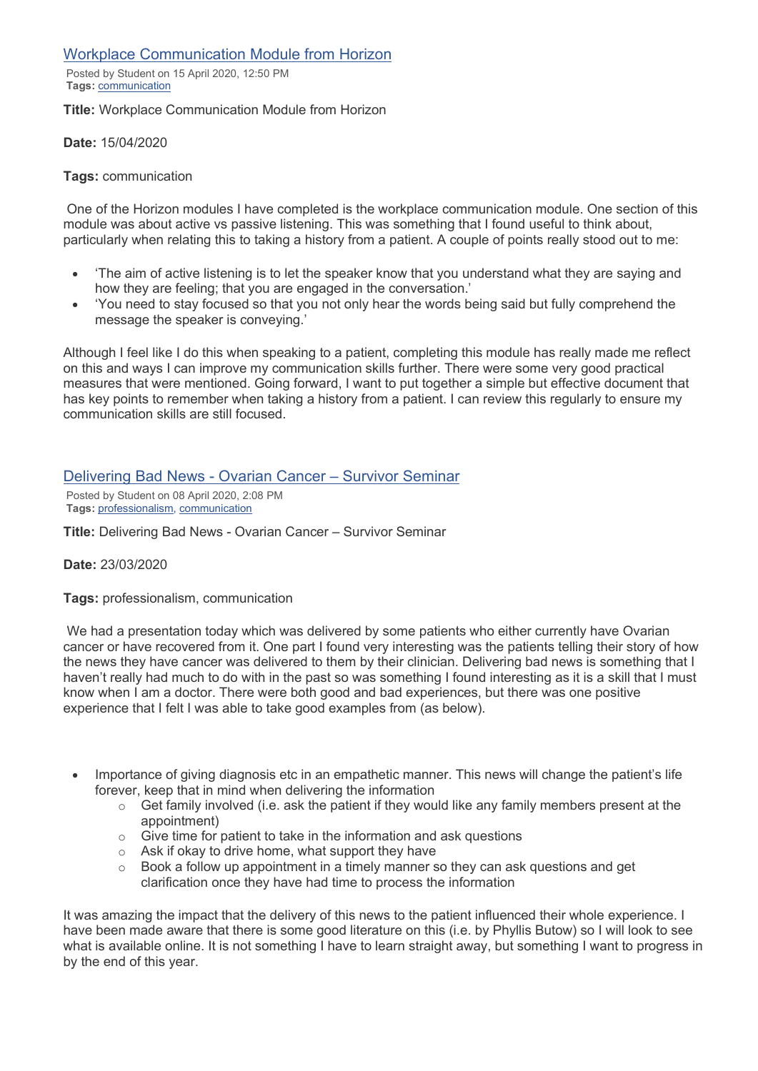## [Workplace Communication Module from Horizon]

Posted by Student on 15 April 2020, 12:50 PM
**Tags:** communication

**Title:** Workplace Communication Module from Horizon

**Date:** 15/04/2020

**Tags:** communication

One of the Horizon modules I have completed is the workplace communication module. One section of this module was about active vs passive listening. This was something that I found useful to think about, particularly when relating this to taking a history from a patient. A couple of points really stood out to me:

- 'The aim of active listening is to let the speaker know that you understand what they are saying and how they are feeling; that you are engaged in the conversation.'
- 'You need to stay focused so that you not only hear the words being said but fully comprehend the message the speaker is conveying.'

Although I feel like I do this when speaking to a patient, completing this module has really made me reflect on this and ways I can improve my communication skills further. There were some very good practical measures that were mentioned. Going forward, I want to put together a simple but effective document that has key points to remember when taking a history from a patient. I can review this regularly to ensure my communication skills are still focused.

## [Delivering Bad News - Ovarian Cancer – Survivor Seminar]

Posted by Student on 08 April 2020, 2:08 PM
**Tags:** professionalism, communication

**Title:** Delivering Bad News - Ovarian Cancer – Survivor Seminar

**Date:** 23/03/2020

**Tags:** professionalism, communication

We had a presentation today which was delivered by some patients who either currently have Ovarian cancer or have recovered from it. One part I found very interesting was the patients telling their story of how the news they have cancer was delivered to them by their clinician. Delivering bad news is something that I haven't really had much to do with in the past so was something I found interesting as it is a skill that I must know when I am a doctor. There were both good and bad experiences, but there was one positive experience that I felt I was able to take good examples from (as below).

- Importance of giving diagnosis etc in an empathetic manner. This news will change the patient's life forever, keep that in mind when delivering the information
  - Get family involved (i.e. ask the patient if they would like any family members present at the appointment)
  - Give time for patient to take in the information and ask questions
  - Ask if okay to drive home, what support they have
  - Book a follow up appointment in a timely manner so they can ask questions and get clarification once they have had time to process the information

It was amazing the impact that the delivery of this news to the patient influenced their whole experience. I have been made aware that there is some good literature on this (i.e. by Phyllis Butow) so I will look to see what is available online. It is not something I have to learn straight away, but something I want to progress in by the end of this year.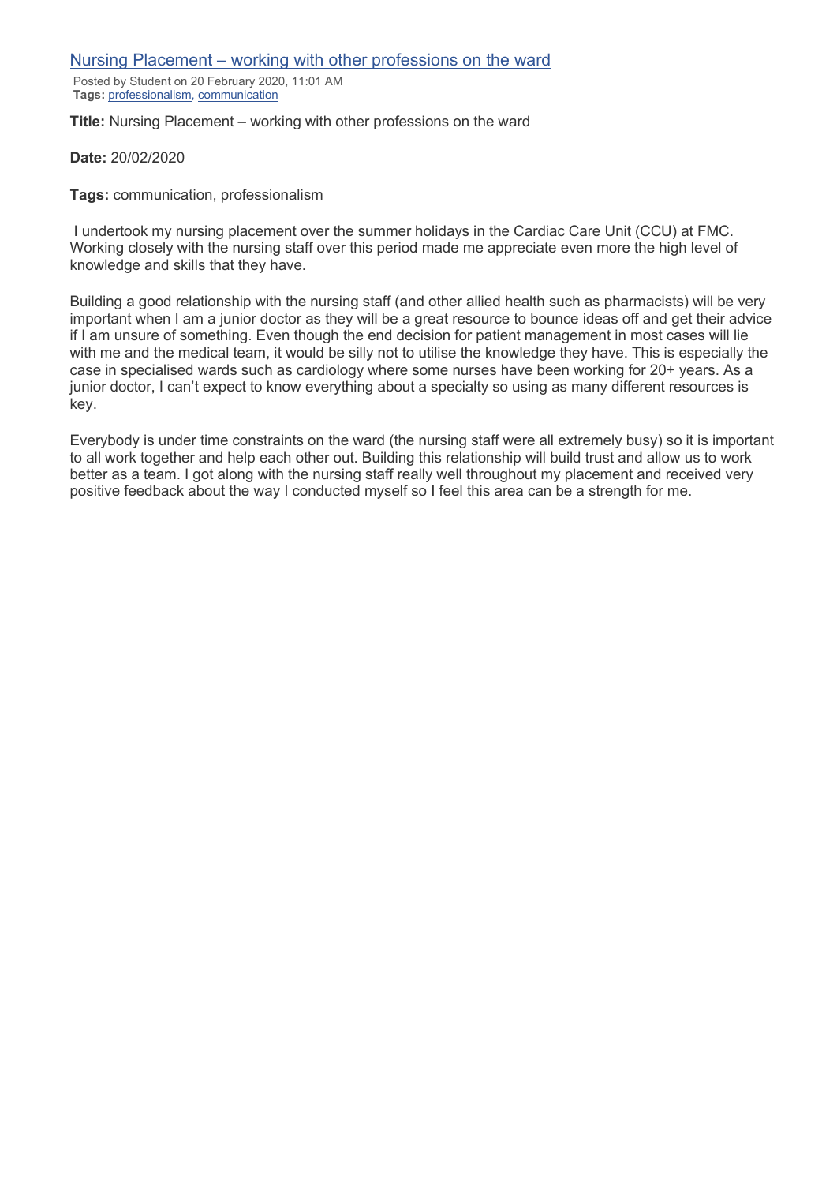## [Nursing Placement – working with other professions on the ward]

Posted by Student on 20 February 2020, 11:01 AM
**Tags:** professionalism, communication

**Title:** Nursing Placement – working with other professions on the ward

**Date:** 20/02/2020

**Tags:** communication, professionalism

I undertook my nursing placement over the summer holidays in the Cardiac Care Unit (CCU) at FMC. Working closely with the nursing staff over this period made me appreciate even more the high level of knowledge and skills that they have.

Building a good relationship with the nursing staff (and other allied health such as pharmacists) will be very important when I am a junior doctor as they will be a great resource to bounce ideas off and get their advice if I am unsure of something. Even though the end decision for patient management in most cases will lie with me and the medical team, it would be silly not to utilise the knowledge they have. This is especially the case in specialised wards such as cardiology where some nurses have been working for 20+ years. As a junior doctor, I can't expect to know everything about a specialty so using as many different resources is key.

Everybody is under time constraints on the ward (the nursing staff were all extremely busy) so it is important to all work together and help each other out. Building this relationship will build trust and allow us to work better as a team. I got along with the nursing staff really well throughout my placement and received very positive feedback about the way I conducted myself so I feel this area can be a strength for me.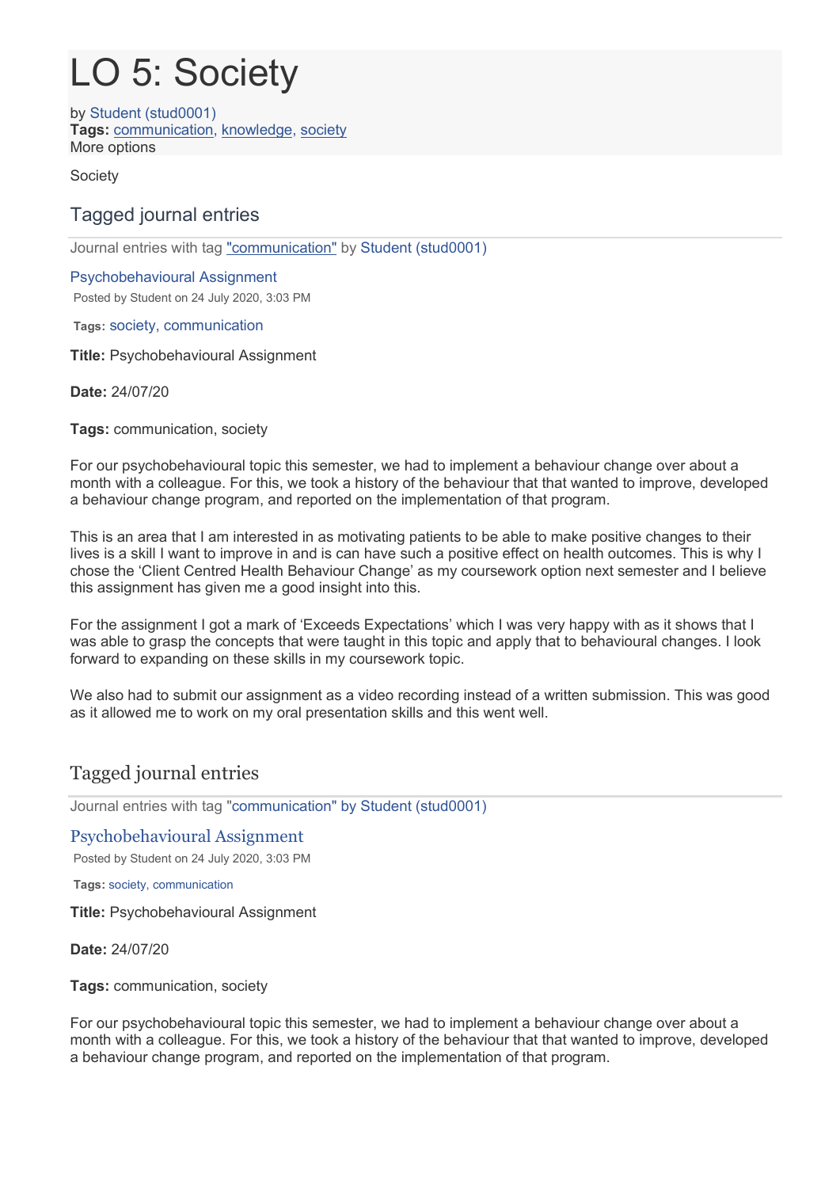# LO 5: Society

by Student (stud0001)
**Tags:** communication, knowledge, society
More options

Society

## Tagged journal entries

Journal entries with tag "communication" by Student (stud0001)

### Psychobehaviour Assignment

Posted by Student on 24 July 2020, 3:03 PM

**Tags:** society, communication

**Title:** Psychobehavioural Assignment

**Date:** 24/07/20

**Tags:** communication, society

For our psychobehavioural topic this semester, we had to implement a behaviour change over about a month with a colleague. For this, we took a history of the behaviour that that wanted to improve, developed a behaviour change program, and reported on the implementation of that program.

This is an area that I am interested in as motivating patients to be able to make positive changes to their lives is a skill I want to improve in and is can have such a positive effect on health outcomes. This is why I chose the 'Client Centred Health Behaviour Change' as my coursework option next semester and I believe this assignment has given me a good insight into this.

For the assignment I got a mark of 'Exceeds Expectations' which I was very happy with as it shows that I was able to grasp the concepts that were taught in this topic and apply that to behavioural changes. I look forward to expanding on these skills in my coursework topic.

We also had to submit our assignment as a video recording instead of a written submission. This was good as it allowed me to work on my oral presentation skills and this went well.

## Tagged journal entries

Journal entries with tag "communication" by Student (stud0001)

### Psychobehavioural Assignment

Posted by Student on 24 July 2020, 3:03 PM

**Tags:** society, communication

**Title:** Psychobehavioural Assignment

**Date:** 24/07/20

**Tags:** communication, society

For our psychobehavioural topic this semester, we had to implement a behaviour change over about a month with a colleague. For this, we took a history of the behaviour that that wanted to improve, developed a behaviour change program, and reported on the implementation of that program.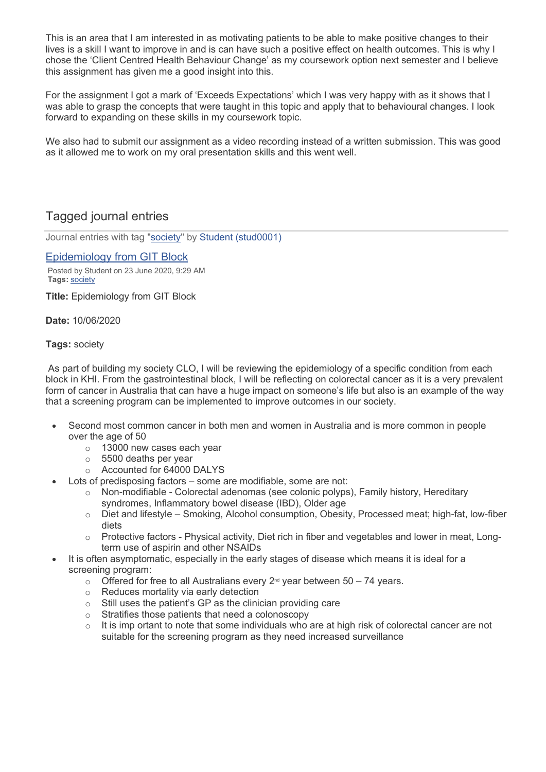This is an area that I am interested in as motivating patients to be able to make positive changes to their lives is a skill I want to improve in and is can have such a positive effect on health outcomes. This is why I chose the 'Client Centred Health Behaviour Change' as my coursework option next semester and I believe this assignment has given me a good insight into this.

For the assignment I got a mark of 'Exceeds Expectations' which I was very happy with as it shows that I was able to grasp the concepts that were taught in this topic and apply that to behavioural changes. I look forward to expanding on these skills in my coursework topic.

We also had to submit our assignment as a video recording instead of a written submission. This was good as it allowed me to work on my oral presentation skills and this went well.

## Tagged journal entries

Journal entries with tag "society" by Student (stud0001)

### Epidemiology from GIT Block

Posted by Student on 23 June 2020, 9:29 AM
**Tags:** society

**Title:** Epidemiology from GIT Block

**Date:** 10/06/2020

**Tags:** society

As part of building my society CLO, I will be reviewing the epidemiology of a specific condition from each block in KHI. From the gastrointestinal block, I will be reflecting on colorectal cancer as it is a very prevalent form of cancer in Australia that can have a huge impact on someone's life but also is an example of the way that a screening program can be implemented to improve outcomes in our society.

- Second most common cancer in both men and women in Australia and is more common in people over the age of 50
  - 13000 new cases each year
  - 5500 deaths per year
  - Accounted for 64000 DALYS
- Lots of predisposing factors – some are modifiable, some are not:
  - Non-modifiable - Colorectal adenomas (see colonic polyps), Family history, Hereditary syndromes, Inflammatory bowel disease (IBD), Older age
  - Diet and lifestyle – Smoking, Alcohol consumption, Obesity, Processed meat; high-fat, low-fiber diets
  - Protective factors - Physical activity, Diet rich in fiber and vegetables and lower in meat, Long-term use of aspirin and other NSAIDs
- It is often asymptomatic, especially in the early stages of disease which means it is ideal for a screening program:
  - Offered for free to all Australians every 2nd year between 50 – 74 years.
  - Reduces mortality via early detection
  - Still uses the patient's GP as the clinician providing care
  - Stratifies those patients that need a colonoscopy
  - It is imp ortant to note that some individuals who are at high risk of colorectal cancer are not suitable for the screening program as they need increased surveillance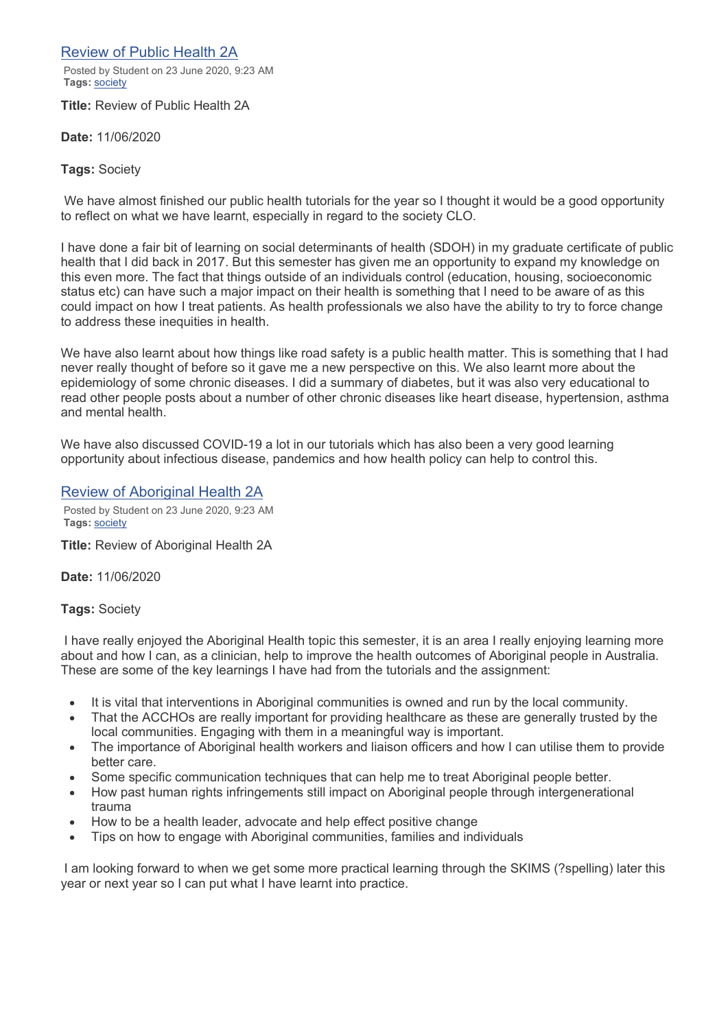## Review of Public Health 2A

Posted by Student on 23 June 2020, 9:23 AM
**Tags:** society

**Title:** Review of Public Health 2A

**Date:** 11/06/2020

**Tags:** Society

We have almost finished our public health tutorials for the year so I thought it would be a good opportunity to reflect on what we have learnt, especially in regard to the society CLO.

I have done a fair bit of learning on social determinants of health (SDOH) in my graduate certificate of public health that I did back in 2017. But this semester has given me an opportunity to expand my knowledge on this even more. The fact that things outside of an individuals control (education, housing, socioeconomic status etc) can have such a major impact on their health is something that I need to be aware of as this could impact on how I treat patients. As health professionals we also have the ability to try to force change to address these inequities in health.

We have also learnt about how things like road safety is a public health matter. This is something that I had never really thought of before so it gave me a new perspective on this. We also learnt more about the epidemiology of some chronic diseases. I did a summary of diabetes, but it was also very educational to read other people posts about a number of other chronic diseases like heart disease, hypertension, asthma and mental health.

We have also discussed COVID-19 a lot in our tutorials which has also been a very good learning opportunity about infectious disease, pandemics and how health policy can help to control this.

## Review of Aboriginal Health 2A

Posted by Student on 23 June 2020, 9:23 AM
**Tags:** society

**Title:** Review of Aboriginal Health 2A

**Date:** 11/06/2020

**Tags:** Society

I have really enjoyed the Aboriginal Health topic this semester, it is an area I really enjoying learning more about and how I can, as a clinician, help to improve the health outcomes of Aboriginal people in Australia. These are some of the key learnings I have had from the tutorials and the assignment:

- It is vital that interventions in Aboriginal communities is owned and run by the local community.
- That the ACCHOs are really important for providing healthcare as these are generally trusted by the local communities. Engaging with them in a meaningful way is important.
- The importance of Aboriginal health workers and liaison officers and how I can utilise them to provide better care.
- Some specific communication techniques that can help me to treat Aboriginal people better.
- How past human rights infringements still impact on Aboriginal people through intergenerational trauma
- How to be a health leader, advocate and help effect positive change
- Tips on how to engage with Aboriginal communities, families and individuals

I am looking forward to when we get some more practical learning through the SKIMS (?spelling) later this year or next year so I can put what I have learnt into practice.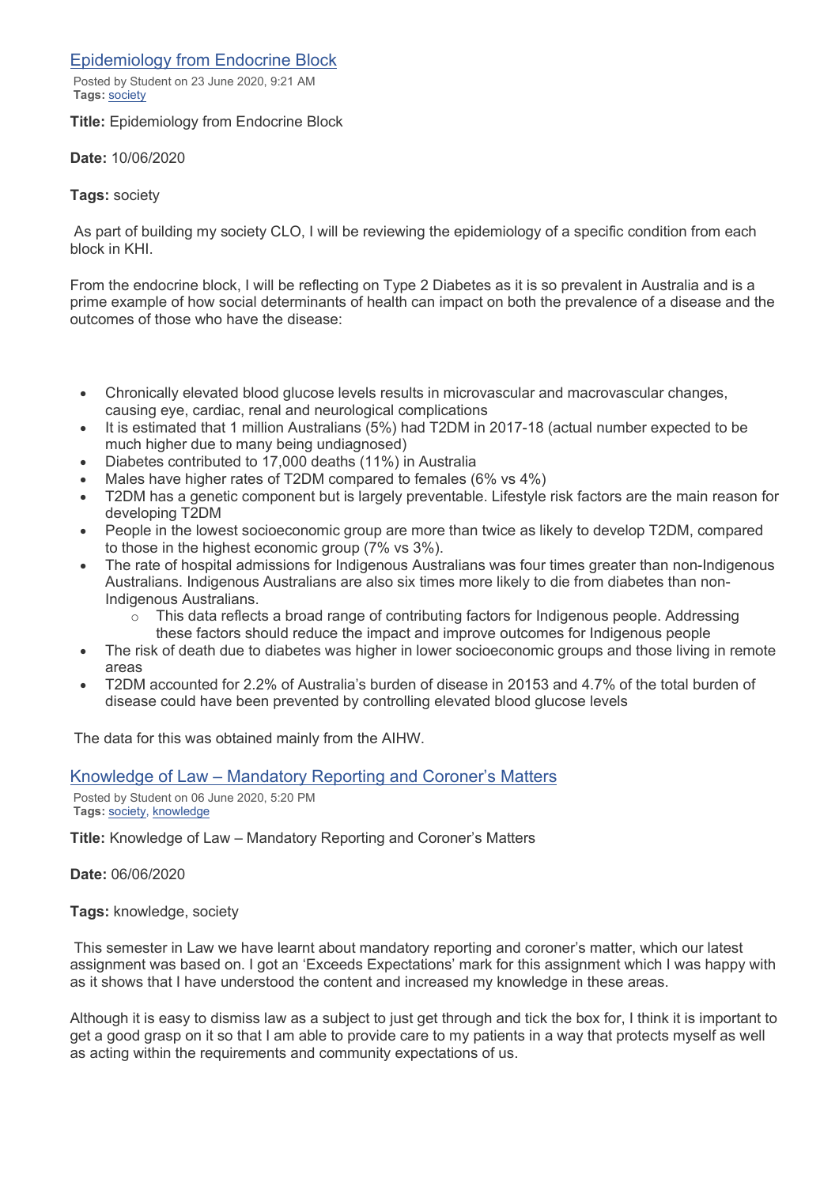## [Epidemiology from Endocrine Block]

Posted by Student on 23 June 2020, 9:21 AM
**Tags:** society

**Title:** Epidemiology from Endocrine Block

**Date:** 10/06/2020

**Tags:** society

As part of building my society CLO, I will be reviewing the epidemiology of a specific condition from each block in KHI.

From the endocrine block, I will be reflecting on Type 2 Diabetes as it is so prevalent in Australia and is a prime example of how social determinants of health can impact on both the prevalence of a disease and the outcomes of those who have the disease:

- Chronically elevated blood glucose levels results in microvascular and macrovascular changes, causing eye, cardiac, renal and neurological complications
- It is estimated that 1 million Australians (5%) had T2DM in 2017-18 (actual number expected to be much higher due to many being undiagnosed)
- Diabetes contributed to 17,000 deaths (11%) in Australia
- Males have higher rates of T2DM compared to females (6% vs 4%)
- T2DM has a genetic component but is largely preventable. Lifestyle risk factors are the main reason for developing T2DM
- People in the lowest socioeconomic group are more than twice as likely to develop T2DM, compared to those in the highest economic group (7% vs 3%).
- The rate of hospital admissions for Indigenous Australians was four times greater than non-Indigenous Australians. Indigenous Australians are also six times more likely to die from diabetes than non-Indigenous Australians.
  - This data reflects a broad range of contributing factors for Indigenous people. Addressing these factors should reduce the impact and improve outcomes for Indigenous people
- The risk of death due to diabetes was higher in lower socioeconomic groups and those living in remote areas
- T2DM accounted for 2.2% of Australia's burden of disease in 20153 and 4.7% of the total burden of disease could have been prevented by controlling elevated blood glucose levels

The data for this was obtained mainly from the AIHW.

## [Knowledge of Law – Mandatory Reporting and Coroner's Matters]

Posted by Student on 06 June 2020, 5:20 PM
**Tags:** society, knowledge

**Title:** Knowledge of Law – Mandatory Reporting and Coroner's Matters

**Date:** 06/06/2020

**Tags:** knowledge, society

This semester in Law we have learnt about mandatory reporting and coroner's matter, which our latest assignment was based on. I got an 'Exceeds Expectations' mark for this assignment which I was happy with as it shows that I have understood the content and increased my knowledge in these areas.

Although it is easy to dismiss law as a subject to just get through and tick the box for, I think it is important to get a good grasp on it so that I am able to provide care to my patients in a way that protects myself as well as acting within the requirements and community expectations of us.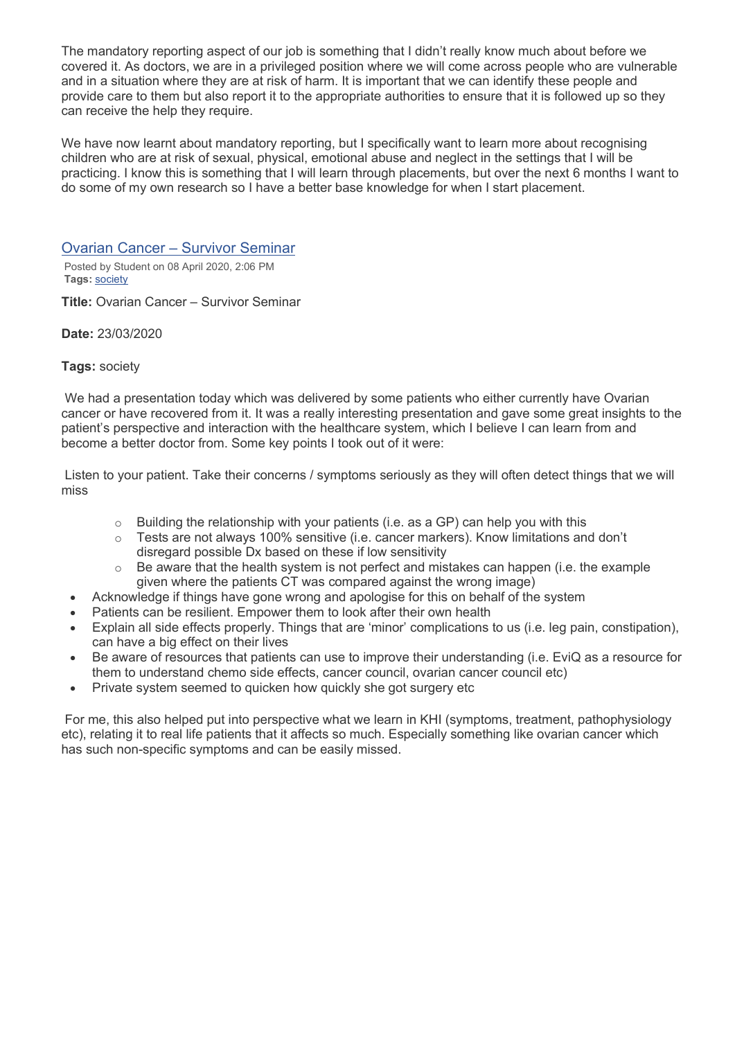The mandatory reporting aspect of our job is something that I didn't really know much about before we covered it. As doctors, we are in a privileged position where we will come across people who are vulnerable and in a situation where they are at risk of harm. It is important that we can identify these people and provide care to them but also report it to the appropriate authorities to ensure that it is followed up so they can receive the help they require.

We have now learnt about mandatory reporting, but I specifically want to learn more about recognising children who are at risk of sexual, physical, emotional abuse and neglect in the settings that I will be practicing. I know this is something that I will learn through placements, but over the next 6 months I want to do some of my own research so I have a better base knowledge for when I start placement.

## Ovarian Cancer – Survivor Seminar

Posted by Student on 08 April 2020, 2:06 PM
**Tags:** society

**Title:** Ovarian Cancer – Survivor Seminar

**Date:** 23/03/2020

**Tags:** society

We had a presentation today which was delivered by some patients who either currently have Ovarian cancer or have recovered from it. It was a really interesting presentation and gave some great insights to the patient's perspective and interaction with the healthcare system, which I believe I can learn from and become a better doctor from. Some key points I took out of it were:

Listen to your patient. Take their concerns / symptoms seriously as they will often detect things that we will miss

- Building the relationship with your patients (i.e. as a GP) can help you with this
- Tests are not always 100% sensitive (i.e. cancer markers). Know limitations and don't disregard possible Dx based on these if low sensitivity
- Be aware that the health system is not perfect and mistakes can happen (i.e. the example given where the patients CT was compared against the wrong image)

- Acknowledge if things have gone wrong and apologise for this on behalf of the system
- Patients can be resilient. Empower them to look after their own health
- Explain all side effects properly. Things that are 'minor' complications to us (i.e. leg pain, constipation), can have a big effect on their lives
- Be aware of resources that patients can use to improve their understanding (i.e. EviQ as a resource for them to understand chemo side effects, cancer council, ovarian cancer council etc)
- Private system seemed to quicken how quickly she got surgery etc

For me, this also helped put into perspective what we learn in KHI (symptoms, treatment, pathophysiology etc), relating it to real life patients that it affects so much. Especially something like ovarian cancer which has such non-specific symptoms and can be easily missed.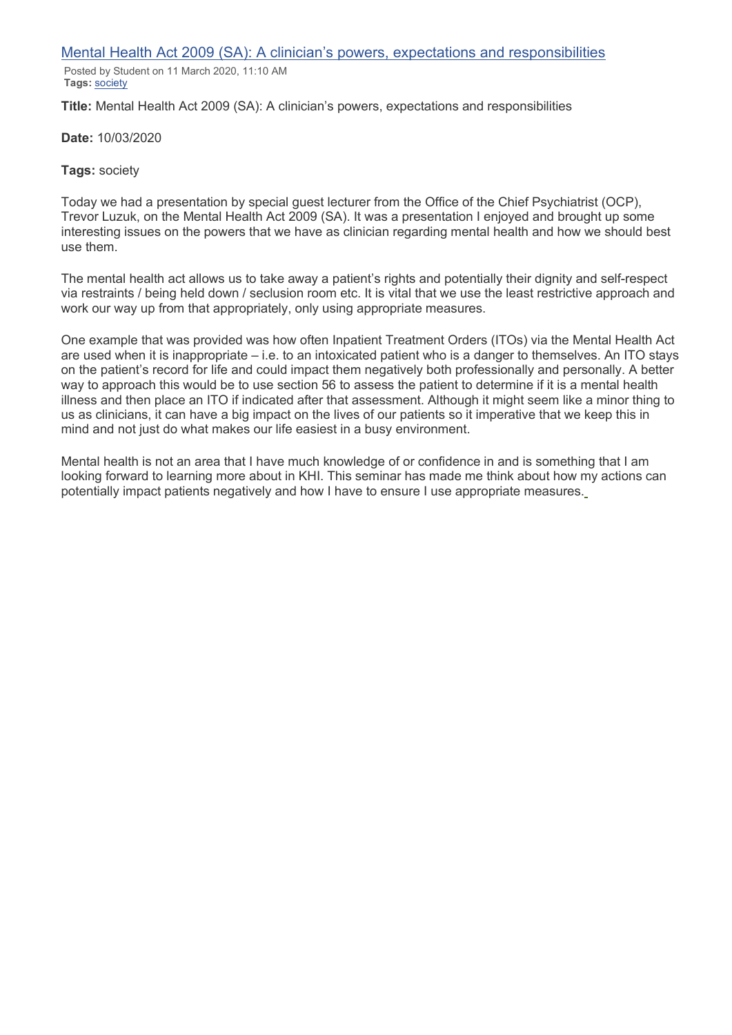## [Mental Health Act 2009 (SA): A clinician's powers, expectations and responsibilities]

Posted by Student on 11 March 2020, 11:10 AM
**Tags:** society

**Title:** Mental Health Act 2009 (SA): A clinician's powers, expectations and responsibilities

**Date:** 10/03/2020

**Tags:** society

Today we had a presentation by special guest lecturer from the Office of the Chief Psychiatrist (OCP), Trevor Luzuk, on the Mental Health Act 2009 (SA). It was a presentation I enjoyed and brought up some interesting issues on the powers that we have as clinician regarding mental health and how we should best use them.

The mental health act allows us to take away a patient's rights and potentially their dignity and self-respect via restraints / being held down / seclusion room etc. It is vital that we use the least restrictive approach and work our way up from that appropriately, only using appropriate measures.

One example that was provided was how often Inpatient Treatment Orders (ITOs) via the Mental Health Act are used when it is inappropriate – i.e. to an intoxicated patient who is a danger to themselves. An ITO stays on the patient's record for life and could impact them negatively both professionally and personally. A better way to approach this would be to use section 56 to assess the patient to determine if it is a mental health illness and then place an ITO if indicated after that assessment. Although it might seem like a minor thing to us as clinicians, it can have a big impact on the lives of our patients so it imperative that we keep this in mind and not just do what makes our life easiest in a busy environment.

Mental health is not an area that I have much knowledge of or confidence in and is something that I am looking forward to learning more about in KHI. This seminar has made me think about how my actions can potentially impact patients negatively and how I have to ensure I use appropriate measures.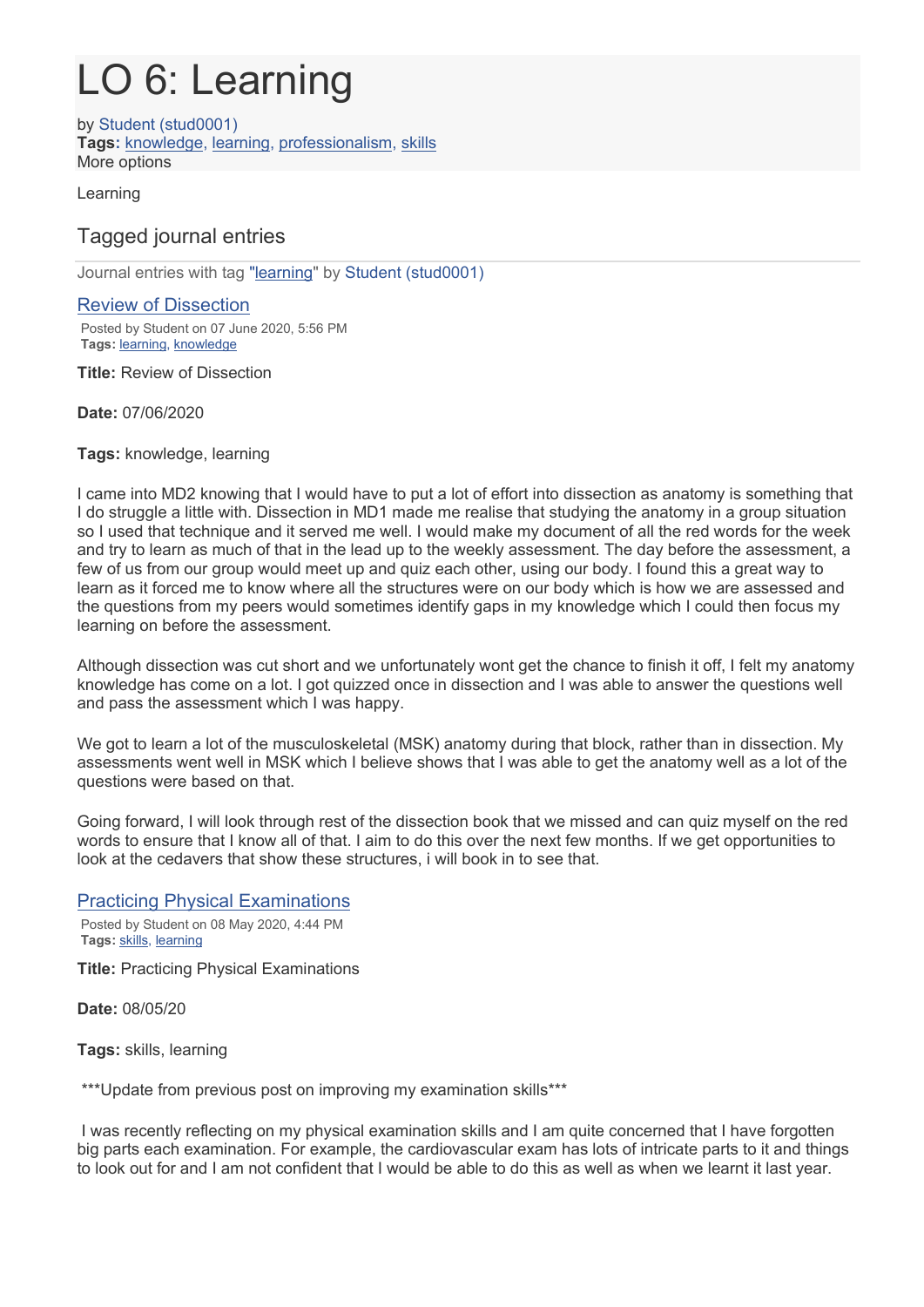# LO 6: Learning

by Student (stud0001)
**Tags:** knowledge, learning, professionalism, skills
More options

Learning

## Tagged journal entries

Journal entries with tag "learning" by Student (stud0001)

### Review of Dissection

Posted by Student on 07 June 2020, 5:56 PM
**Tags:** learning, knowledge

**Title:** Review of Dissection

**Date:** 07/06/2020

**Tags:** knowledge, learning

I came into MD2 knowing that I would have to put a lot of effort into dissection as anatomy is something that I do struggle a little with. Dissection in MD1 made me realise that studying the anatomy in a group situation so I used that technique and it served me well. I would make my document of all the red words for the week and try to learn as much of that in the lead up to the weekly assessment. The day before the assessment, a few of us from our group would meet up and quiz each other, using our body. I found this a great way to learn as it forced me to know where all the structures were on our body which is how we are assessed and the questions from my peers would sometimes identify gaps in my knowledge which I could then focus my learning on before the assessment.

Although dissection was cut short and we unfortunately wont get the chance to finish it off, I felt my anatomy knowledge has come on a lot. I got quizzed once in dissection and I was able to answer the questions well and pass the assessment which I was happy.

We got to learn a lot of the musculoskeletal (MSK) anatomy during that block, rather than in dissection. My assessments went well in MSK which I believe shows that I was able to get the anatomy well as a lot of the questions were based on that.

Going forward, I will look through rest of the dissection book that we missed and can quiz myself on the red words to ensure that I know all of that. I aim to do this over the next few months. If we get opportunities to look at the cedavers that show these structures, i will book in to see that.

### Practicing Physical Examinations

Posted by Student on 08 May 2020, 4:44 PM
**Tags:** skills, learning

**Title:** Practicing Physical Examinations

**Date:** 08/05/20

**Tags:** skills, learning

***Update from previous post on improving my examination skills***

I was recently reflecting on my physical examination skills and I am quite concerned that I have forgotten big parts each examination. For example, the cardiovascular exam has lots of intricate parts to it and things to look out for and I am not confident that I would be able to do this as well as when we learnt it last year.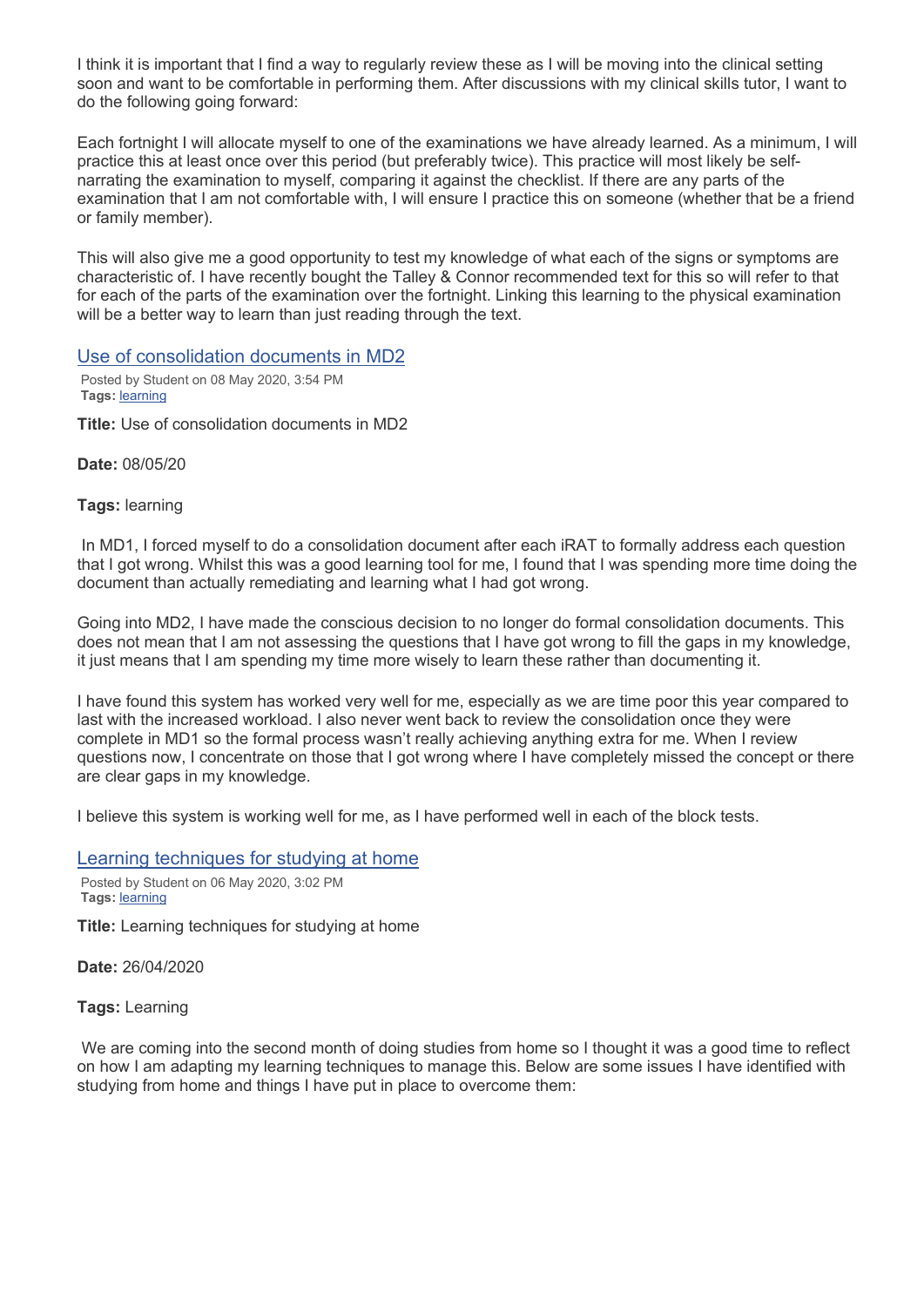I think it is important that I find a way to regularly review these as I will be moving into the clinical setting soon and want to be comfortable in performing them. After discussions with my clinical skills tutor, I want to do the following going forward:

Each fortnight I will allocate myself to one of the examinations we have already learned. As a minimum, I will practice this at least once over this period (but preferably twice). This practice will most likely be self-narrating the examination to myself, comparing it against the checklist. If there are any parts of the examination that I am not comfortable with, I will ensure I practice this on someone (whether that be a friend or family member).

This will also give me a good opportunity to test my knowledge of what each of the signs or symptoms are characteristic of. I have recently bought the Talley & Connor recommended text for this so will refer to that for each of the parts of the examination over the fortnight. Linking this learning to the physical examination will be a better way to learn than just reading through the text.

## Use of consolidation documents in MD2

Posted by Student on 08 May 2020, 3:54 PM
**Tags:** learning

**Title:** Use of consolidation documents in MD2

**Date:** 08/05/20

**Tags:** learning

In MD1, I forced myself to do a consolidation document after each iRAT to formally address each question that I got wrong. Whilst this was a good learning tool for me, I found that I was spending more time doing the document than actually remediating and learning what I had got wrong.

Going into MD2, I have made the conscious decision to no longer do formal consolidation documents. This does not mean that I am not assessing the questions that I have got wrong to fill the gaps in my knowledge, it just means that I am spending my time more wisely to learn these rather than documenting it.

I have found this system has worked very well for me, especially as we are time poor this year compared to last with the increased workload. I also never went back to review the consolidation once they were complete in MD1 so the formal process wasn't really achieving anything extra for me. When I review questions now, I concentrate on those that I got wrong where I have completely missed the concept or there are clear gaps in my knowledge.

I believe this system is working well for me, as I have performed well in each of the block tests.

## Learning techniques for studying at home

Posted by Student on 06 May 2020, 3:02 PM
**Tags:** learning

**Title:** Learning techniques for studying at home

**Date:** 26/04/2020

**Tags:** Learning

We are coming into the second month of doing studies from home so I thought it was a good time to reflect on how I am adapting my learning techniques to manage this. Below are some issues I have identified with studying from home and things I have put in place to overcome them: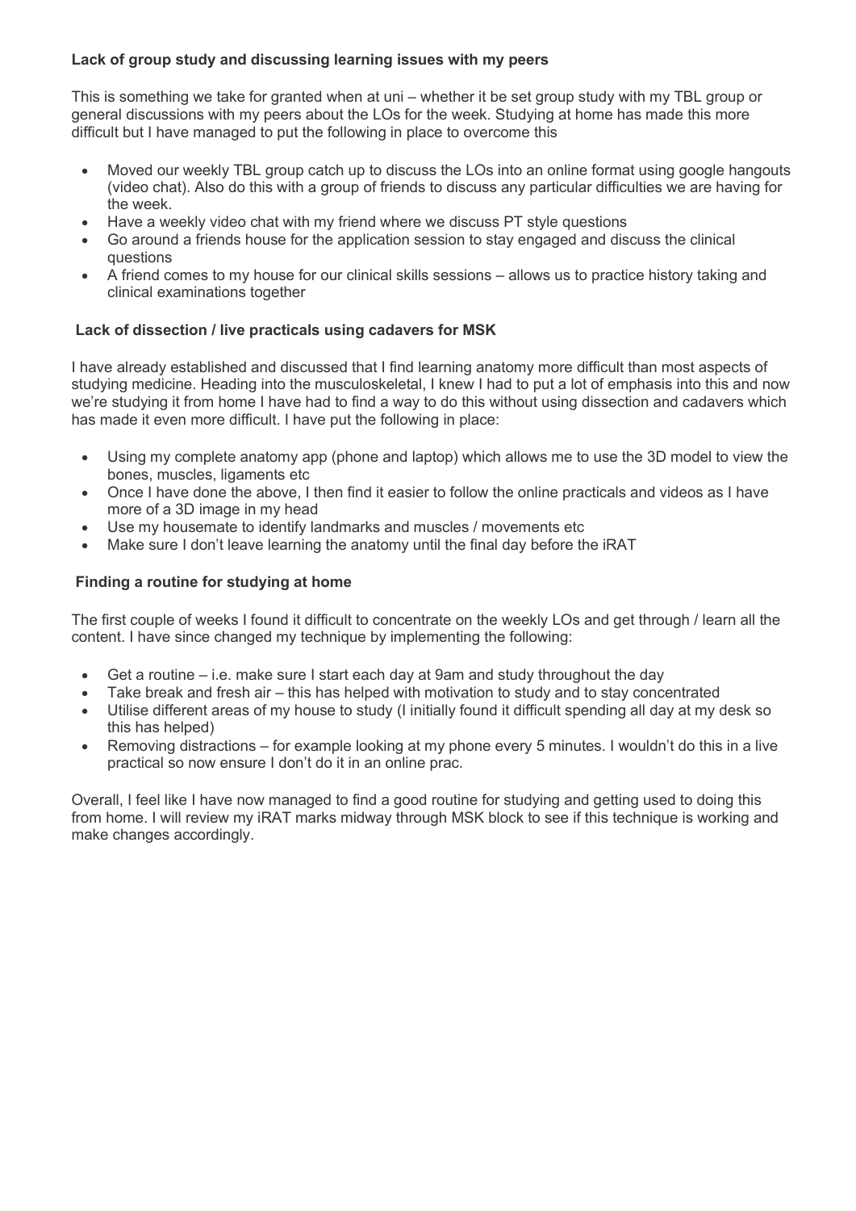**Lack of group study and discussing learning issues with my peers**

This is something we take for granted when at uni – whether it be set group study with my TBL group or general discussions with my peers about the LOs for the week. Studying at home has made this more difficult but I have managed to put the following in place to overcome this

- Moved our weekly TBL group catch up to discuss the LOs into an online format using google hangouts (video chat). Also do this with a group of friends to discuss any particular difficulties we are having for the week.
- Have a weekly video chat with my friend where we discuss PT style questions
- Go around a friends house for the application session to stay engaged and discuss the clinical questions
- A friend comes to my house for our clinical skills sessions – allows us to practice history taking and clinical examinations together

**Lack of dissection / live practicals using cadavers for MSK**

I have already established and discussed that I find learning anatomy more difficult than most aspects of studying medicine. Heading into the musculoskeletal, I knew I had to put a lot of emphasis into this and now we're studying it from home I have had to find a way to do this without using dissection and cadavers which has made it even more difficult. I have put the following in place:

- Using my complete anatomy app (phone and laptop) which allows me to use the 3D model to view the bones, muscles, ligaments etc
- Once I have done the above, I then find it easier to follow the online practicals and videos as I have more of a 3D image in my head
- Use my housemate to identify landmarks and muscles / movements etc
- Make sure I don't leave learning the anatomy until the final day before the iRAT

**Finding a routine for studying at home**

The first couple of weeks I found it difficult to concentrate on the weekly LOs and get through / learn all the content. I have since changed my technique by implementing the following:

- Get a routine – i.e. make sure I start each day at 9am and study throughout the day
- Take break and fresh air – this has helped with motivation to study and to stay concentrated
- Utilise different areas of my house to study (I initially found it difficult spending all day at my desk so this has helped)
- Removing distractions – for example looking at my phone every 5 minutes. I wouldn't do this in a live practical so now ensure I don't do it in an online prac.

Overall, I feel like I have now managed to find a good routine for studying and getting used to doing this from home. I will review my iRAT marks midway through MSK block to see if this technique is working and make changes accordingly.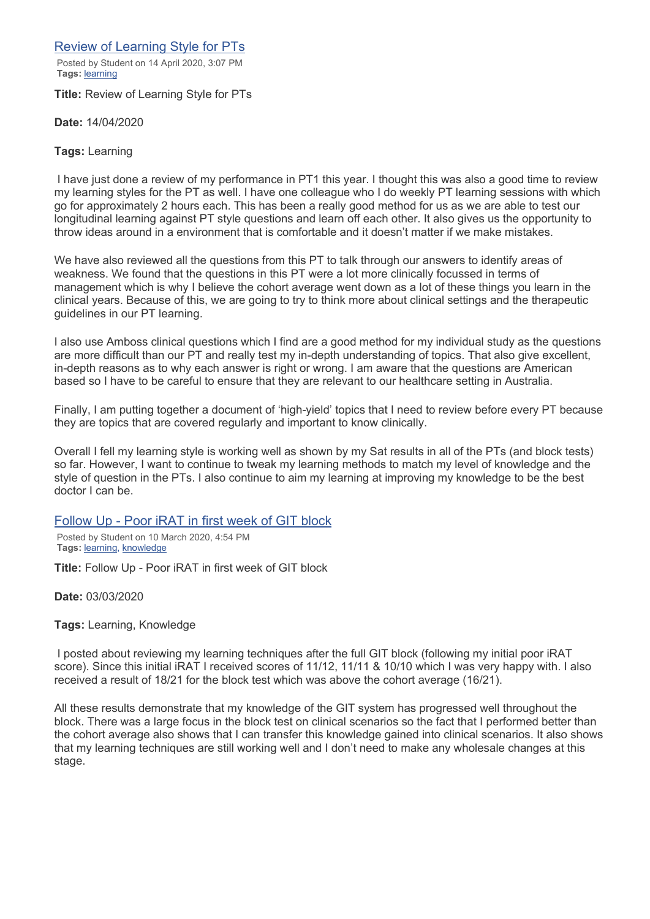## [Review of Learning Style for PTs]

Posted by Student on 14 April 2020, 3:07 PM
**Tags:** learning

**Title:** Review of Learning Style for PTs

**Date:** 14/04/2020

**Tags:** Learning

I have just done a review of my performance in PT1 this year. I thought this was also a good time to review my learning styles for the PT as well. I have one colleague who I do weekly PT learning sessions with which go for approximately 2 hours each. This has been a really good method for us as we are able to test our longitudinal learning against PT style questions and learn off each other. It also gives us the opportunity to throw ideas around in a environment that is comfortable and it doesn't matter if we make mistakes.

We have also reviewed all the questions from this PT to talk through our answers to identify areas of weakness. We found that the questions in this PT were a lot more clinically focussed in terms of management which is why I believe the cohort average went down as a lot of these things you learn in the clinical years. Because of this, we are going to try to think more about clinical settings and the therapeutic guidelines in our PT learning.

I also use Amboss clinical questions which I find are a good method for my individual study as the questions are more difficult than our PT and really test my in-depth understanding of topics. That also give excellent, in-depth reasons as to why each answer is right or wrong. I am aware that the questions are American based so I have to be careful to ensure that they are relevant to our healthcare setting in Australia.

Finally, I am putting together a document of 'high-yield' topics that I need to review before every PT because they are topics that are covered regularly and important to know clinically.

Overall I fell my learning style is working well as shown by my Sat results in all of the PTs (and block tests) so far. However, I want to continue to tweak my learning methods to match my level of knowledge and the style of question in the PTs. I also continue to aim my learning at improving my knowledge to be the best doctor I can be.

## [Follow Up - Poor iRAT in first week of GIT block]

Posted by Student on 10 March 2020, 4:54 PM
**Tags:** learning, knowledge

**Title:** Follow Up - Poor iRAT in first week of GIT block

**Date:** 03/03/2020

**Tags:** Learning, Knowledge

I posted about reviewing my learning techniques after the full GIT block (following my initial poor iRAT score). Since this initial iRAT I received scores of 11/12, 11/11 & 10/10 which I was very happy with. I also received a result of 18/21 for the block test which was above the cohort average (16/21).

All these results demonstrate that my knowledge of the GIT system has progressed well throughout the block. There was a large focus in the block test on clinical scenarios so the fact that I performed better than the cohort average also shows that I can transfer this knowledge gained into clinical scenarios. It also shows that my learning techniques are still working well and I don't need to make any wholesale changes at this stage.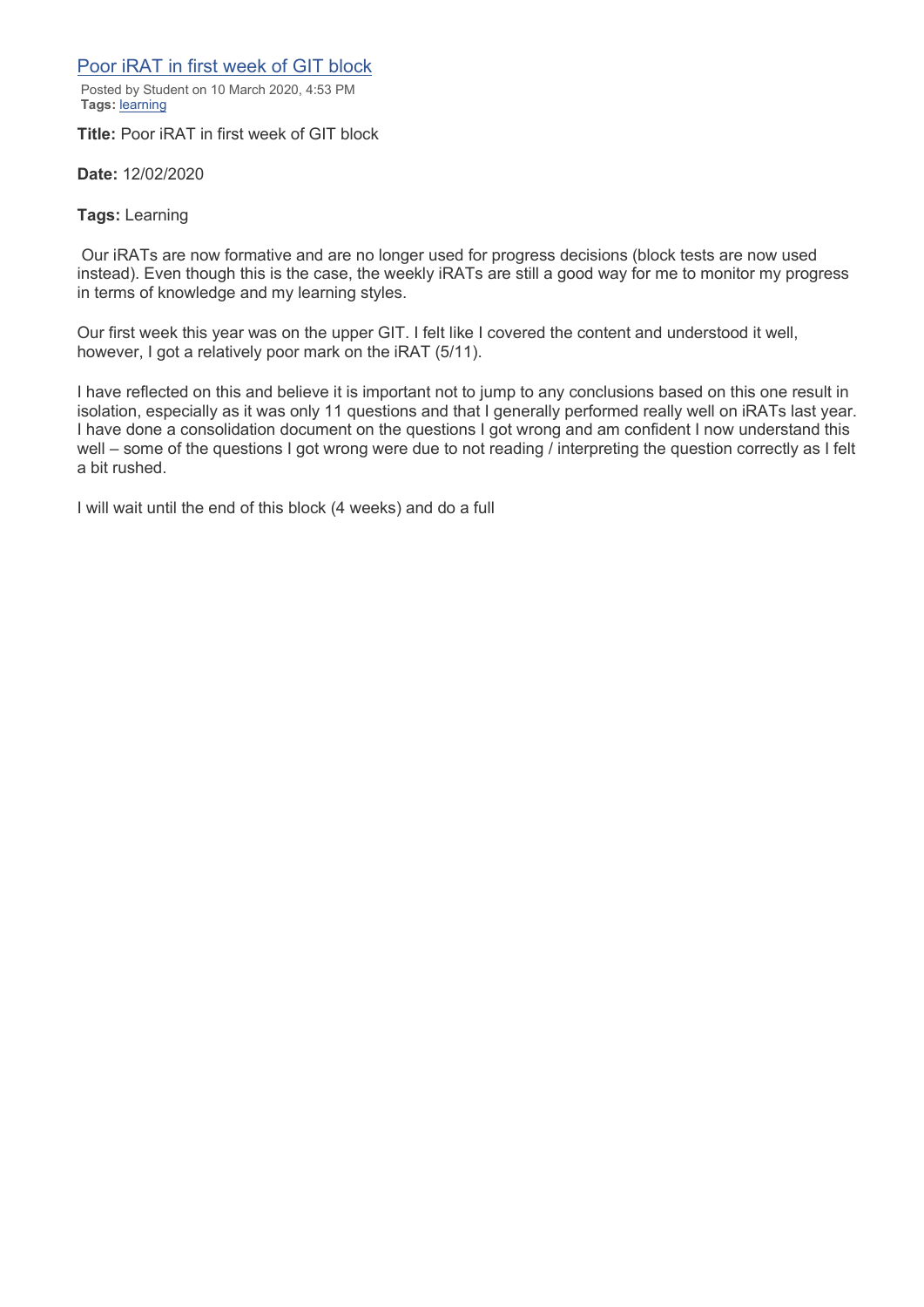## [Poor iRAT in first week of GIT block]()

Posted by Student on 10 March 2020, 4:53 PM
**Tags:** [learning]()

**Title:** Poor iRAT in first week of GIT block

**Date:** 12/02/2020

**Tags:** Learning

Our iRATs are now formative and are no longer used for progress decisions (block tests are now used instead). Even though this is the case, the weekly iRATs are still a good way for me to monitor my progress in terms of knowledge and my learning styles.

Our first week this year was on the upper GIT. I felt like I covered the content and understood it well, however, I got a relatively poor mark on the iRAT (5/11).

I have reflected on this and believe it is important not to jump to any conclusions based on this one result in isolation, especially as it was only 11 questions and that I generally performed really well on iRATs last year. I have done a consolidation document on the questions I got wrong and am confident I now understand this well – some of the questions I got wrong were due to not reading / interpreting the question correctly as I felt a bit rushed.

I will wait until the end of this block (4 weeks) and do a full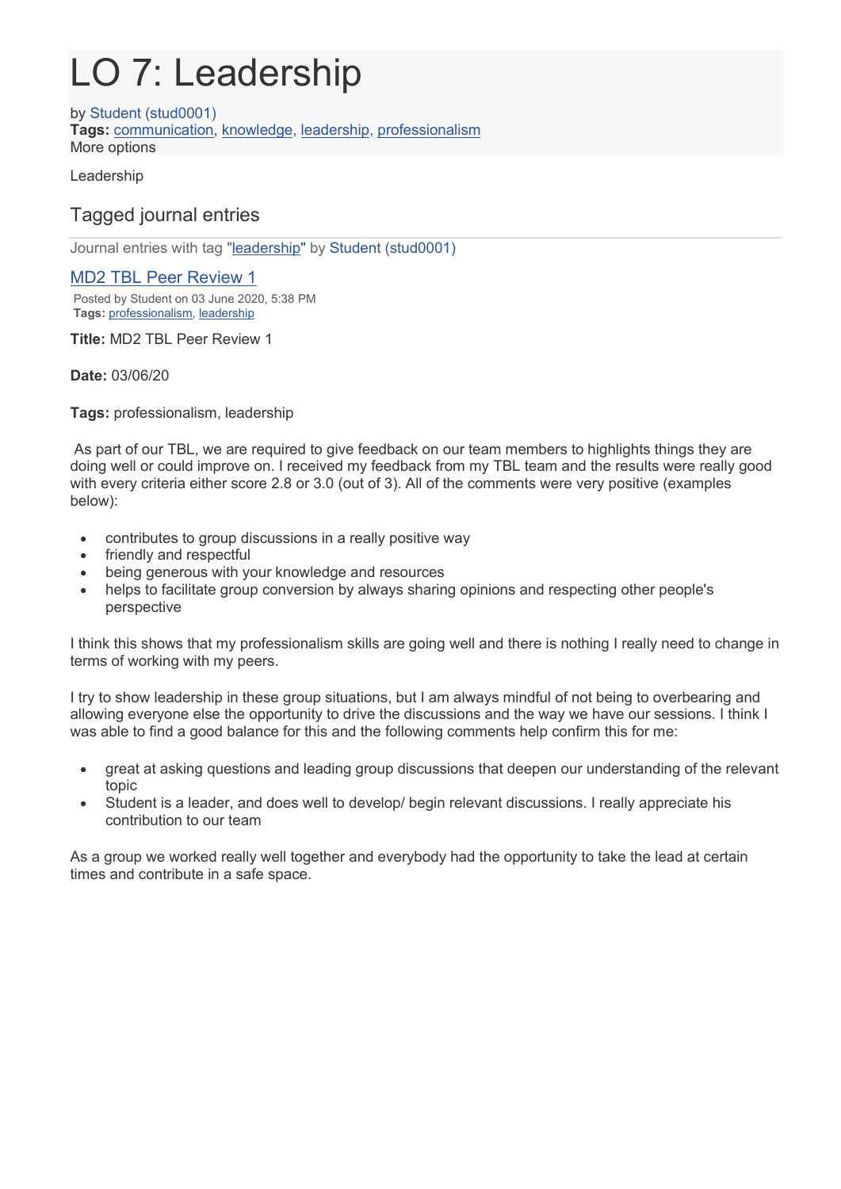# LO 7: Leadership

by Student (stud0001)
**Tags:** communication, knowledge, leadership, professionalism
More options

Leadership

## Tagged journal entries

Journal entries with tag "leadership" by Student (stud0001)

### MD2 TBL Peer Review 1

Posted by Student on 03 June 2020, 5:38 PM
**Tags:** professionalism, leadership

**Title:** MD2 TBL Peer Review 1

**Date:** 03/06/20

**Tags:** professionalism, leadership

As part of our TBL, we are required to give feedback on our team members to highlights things they are doing well or could improve on. I received my feedback from my TBL team and the results were really good with every criteria either score 2.8 or 3.0 (out of 3). All of the comments were very positive (examples below):

- contributes to group discussions in a really positive way
- friendly and respectful
- being generous with your knowledge and resources
- helps to facilitate group conversion by always sharing opinions and respecting other people's perspective

I think this shows that my professionalism skills are going well and there is nothing I really need to change in terms of working with my peers.

I try to show leadership in these group situations, but I am always mindful of not being to overbearing and allowing everyone else the opportunity to drive the discussions and the way we have our sessions. I think I was able to find a good balance for this and the following comments help confirm this for me:

- great at asking questions and leading group discussions that deepen our understanding of the relevant topic
- Student is a leader, and does well to develop/ begin relevant discussions. I really appreciate his contribution to our team

As a group we worked really well together and everybody had the opportunity to take the lead at certain times and contribute in a safe space.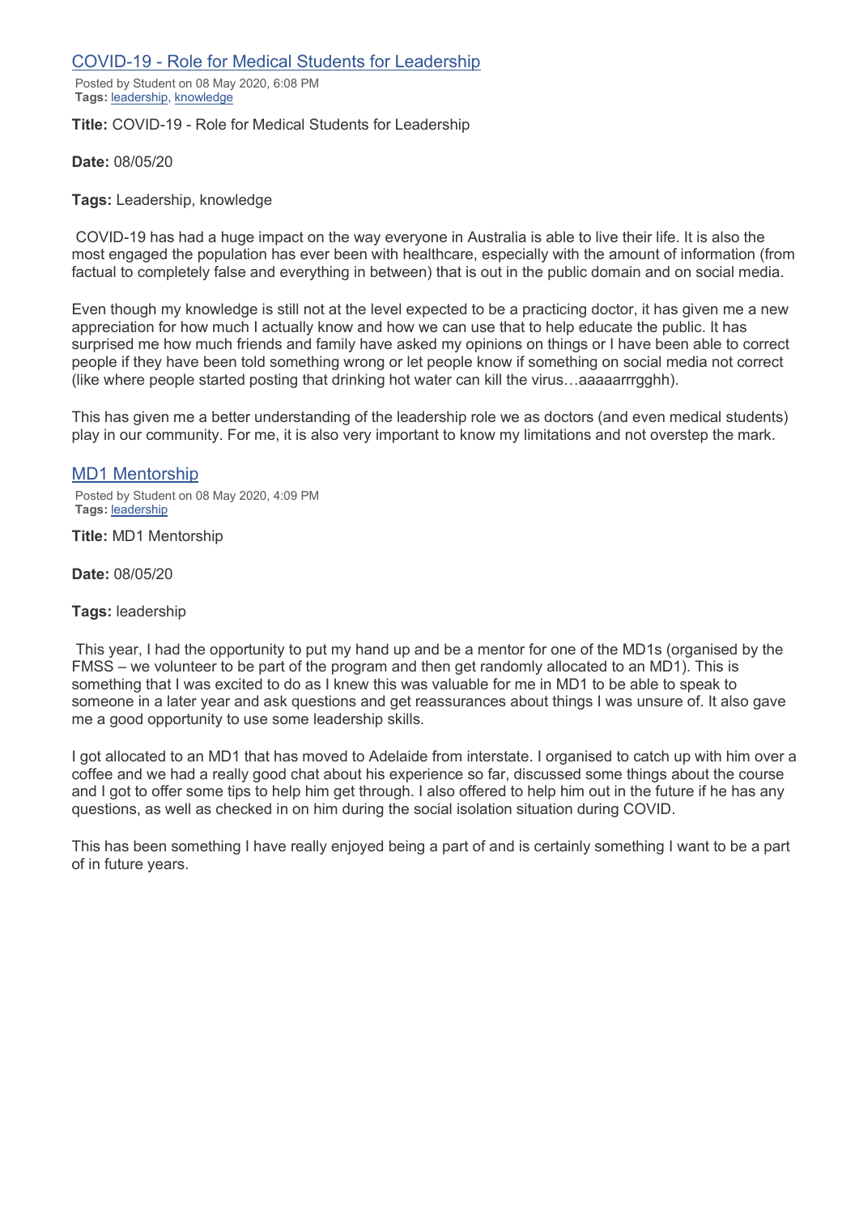## [COVID-19 - Role for Medical Students for Leadership]

Posted by Student on 08 May 2020, 6:08 PM
**Tags:** leadership, knowledge

**Title:** COVID-19 - Role for Medical Students for Leadership

**Date:** 08/05/20

**Tags:** Leadership, knowledge

COVID-19 has had a huge impact on the way everyone in Australia is able to live their life. It is also the most engaged the population has ever been with healthcare, especially with the amount of information (from factual to completely false and everything in between) that is out in the public domain and on social media.

Even though my knowledge is still not at the level expected to be a practicing doctor, it has given me a new appreciation for how much I actually know and how we can use that to help educate the public. It has surprised me how much friends and family have asked my opinions on things or I have been able to correct people if they have been told something wrong or let people know if something on social media not correct (like where people started posting that drinking hot water can kill the virus…aaaaarrrgghh).

This has given me a better understanding of the leadership role we as doctors (and even medical students) play in our community. For me, it is also very important to know my limitations and not overstep the mark.

## [MD1 Mentorship]

Posted by Student on 08 May 2020, 4:09 PM
**Tags:** leadership

**Title:** MD1 Mentorship

**Date:** 08/05/20

**Tags:** leadership

This year, I had the opportunity to put my hand up and be a mentor for one of the MD1s (organised by the FMSS – we volunteer to be part of the program and then get randomly allocated to an MD1). This is something that I was excited to do as I knew this was valuable for me in MD1 to be able to speak to someone in a later year and ask questions and get reassurances about things I was unsure of. It also gave me a good opportunity to use some leadership skills.

I got allocated to an MD1 that has moved to Adelaide from interstate. I organised to catch up with him over a coffee and we had a really good chat about his experience so far, discussed some things about the course and I got to offer some tips to help him get through. I also offered to help him out in the future if he has any questions, as well as checked in on him during the social isolation situation during COVID.

This has been something I have really enjoyed being a part of and is certainly something I want to be a part of in future years.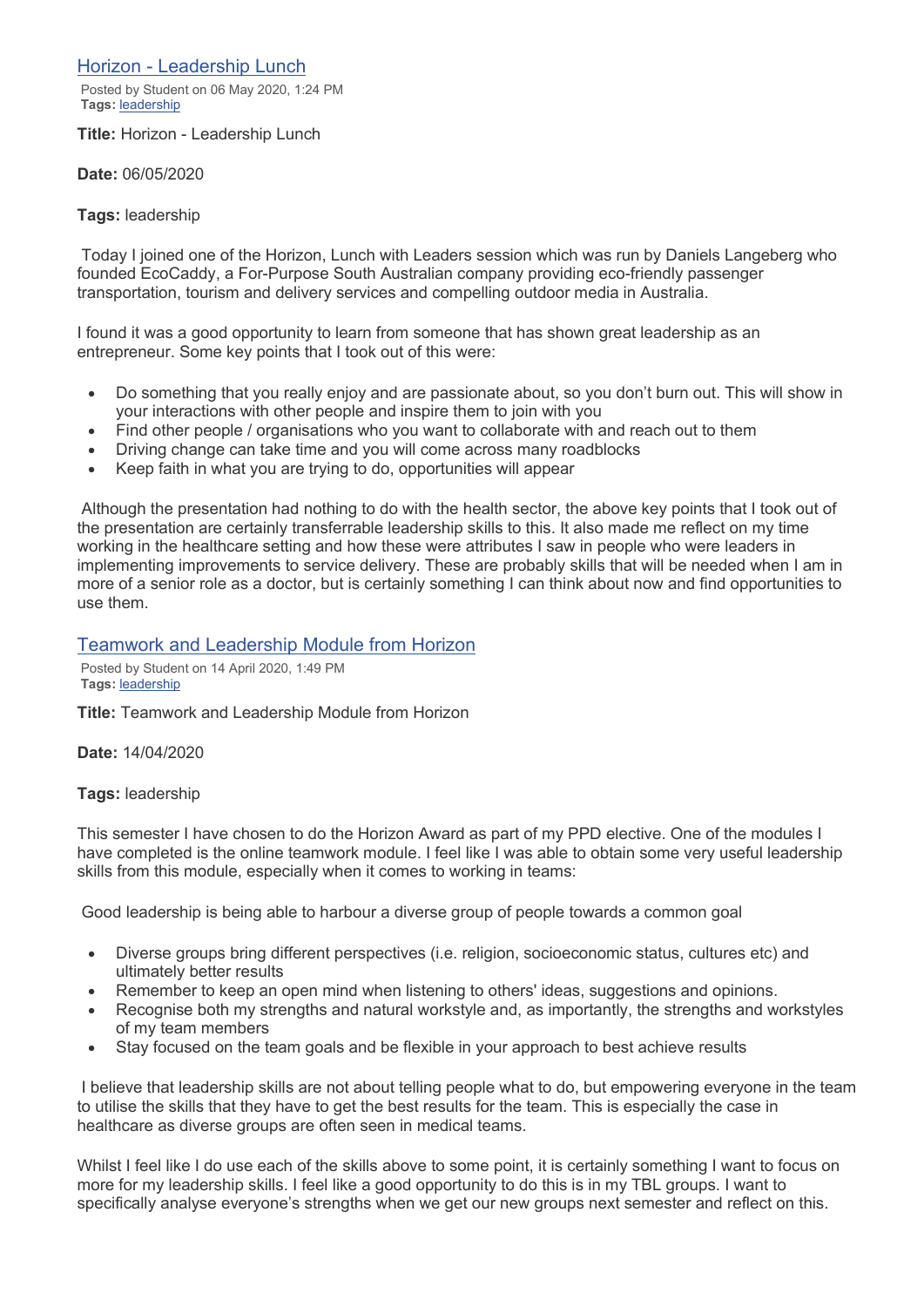## Horizon - Leadership Lunch

Posted by Student on 06 May 2020, 1:24 PM
**Tags:** leadership

**Title:** Horizon - Leadership Lunch

**Date:** 06/05/2020

**Tags:** leadership

Today I joined one of the Horizon, Lunch with Leaders session which was run by Daniels Langeberg who founded EcoCaddy, a For-Purpose South Australian company providing eco-friendly passenger transportation, tourism and delivery services and compelling outdoor media in Australia.

I found it was a good opportunity to learn from someone that has shown great leadership as an entrepreneur. Some key points that I took out of this were:

- Do something that you really enjoy and are passionate about, so you don't burn out. This will show in your interactions with other people and inspire them to join with you
- Find other people / organisations who you want to collaborate with and reach out to them
- Driving change can take time and you will come across many roadblocks
- Keep faith in what you are trying to do, opportunities will appear

Although the presentation had nothing to do with the health sector, the above key points that I took out of the presentation are certainly transferrable leadership skills to this. It also made me reflect on my time working in the healthcare setting and how these were attributes I saw in people who were leaders in implementing improvements to service delivery. These are probably skills that will be needed when I am in more of a senior role as a doctor, but is certainly something I can think about now and find opportunities to use them.

## Teamwork and Leadership Module from Horizon

Posted by Student on 14 April 2020, 1:49 PM
**Tags:** leadership

**Title:** Teamwork and Leadership Module from Horizon

**Date:** 14/04/2020

**Tags:** leadership

This semester I have chosen to do the Horizon Award as part of my PPD elective. One of the modules I have completed is the online teamwork module. I feel like I was able to obtain some very useful leadership skills from this module, especially when it comes to working in teams:

Good leadership is being able to harbour a diverse group of people towards a common goal

- Diverse groups bring different perspectives (i.e. religion, socioeconomic status, cultures etc) and ultimately better results
- Remember to keep an open mind when listening to others' ideas, suggestions and opinions.
- Recognise both my strengths and natural workstyle and, as importantly, the strengths and workstyles of my team members
- Stay focused on the team goals and be flexible in your approach to best achieve results

I believe that leadership skills are not about telling people what to do, but empowering everyone in the team to utilise the skills that they have to get the best results for the team. This is especially the case in healthcare as diverse groups are often seen in medical teams.

Whilst I feel like I do use each of the skills above to some point, it is certainly something I want to focus on more for my leadership skills. I feel like a good opportunity to do this is in my TBL groups. I want to specifically analyse everyone's strengths when we get our new groups next semester and reflect on this.